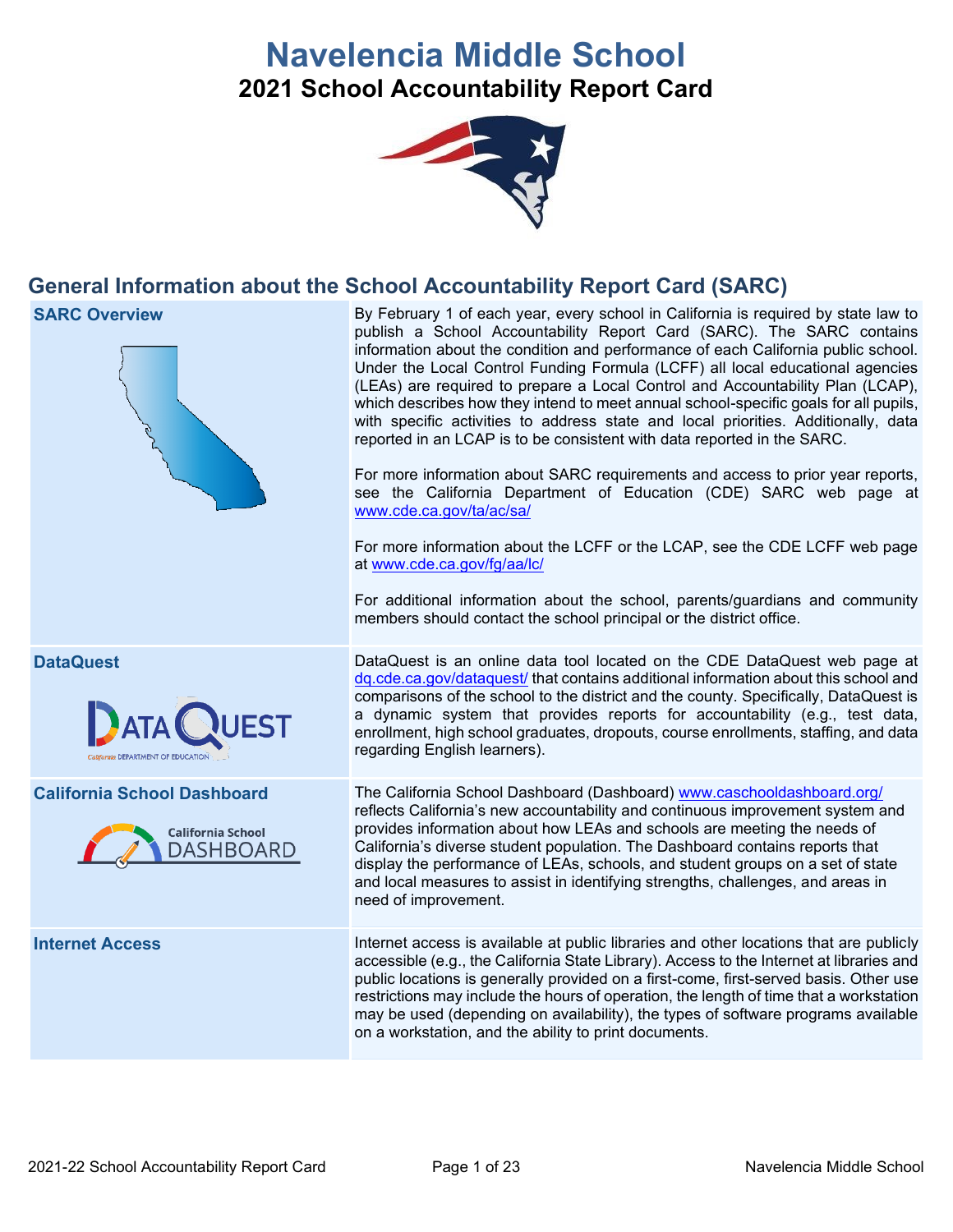# Navelencia Middle School

## 2021 School Accountability Report Card

## General Information about the School Accountability Report Card (SARC)

| | |
|---|---|
| **SARC Overview** | By February 1 of each year, every school in California is required by state law to publish a School Accountability Report Card (SARC). The SARC contains information about the condition and performance of each California public school. Under the Local Control Funding Formula (LCFF) all local educational agencies (LEAs) are required to prepare a Local Control and Accountability Plan (LCAP), which describes how they intend to meet annual school-specific goals for all pupils, with specific activities to address state and local priorities. Additionally, data reported in an LCAP is to be consistent with data reported in the SARC.<br><br>For more information about SARC requirements and access to prior year reports, see the California Department of Education (CDE) SARC web page at www.cde.ca.gov/ta/ac/sa/<br><br>For more information about the LCFF or the LCAP, see the CDE LCFF web page at www.cde.ca.gov/fg/aa/lc/<br><br>For additional information about the school, parents/guardians and community members should contact the school principal or the district office. |
| **DataQuest** | DataQuest is an online data tool located on the CDE DataQuest web page at dq.cde.ca.gov/dataquest/ that contains additional information about this school and comparisons of the school to the district and the county. Specifically, DataQuest is a dynamic system that provides reports for accountability (e.g., test data, enrollment, high school graduates, dropouts, course enrollments, staffing, and data regarding English learners). |
| **California School Dashboard** | The California School Dashboard (Dashboard) www.caschooldashboard.org/ reflects California's new accountability and continuous improvement system and provides information about how LEAs and schools are meeting the needs of California's diverse student population. The Dashboard contains reports that display the performance of LEAs, schools, and student groups on a set of state and local measures to assist in identifying strengths, challenges, and areas in need of improvement. |
| **Internet Access** | Internet access is available at public libraries and other locations that are publicly accessible (e.g., the California State Library). Access to the Internet at libraries and public locations is generally provided on a first-come, first-served basis. Other use restrictions may include the hours of operation, the length of time that a workstation may be used (depending on availability), the types of software programs available on a workstation, and the ability to print documents. |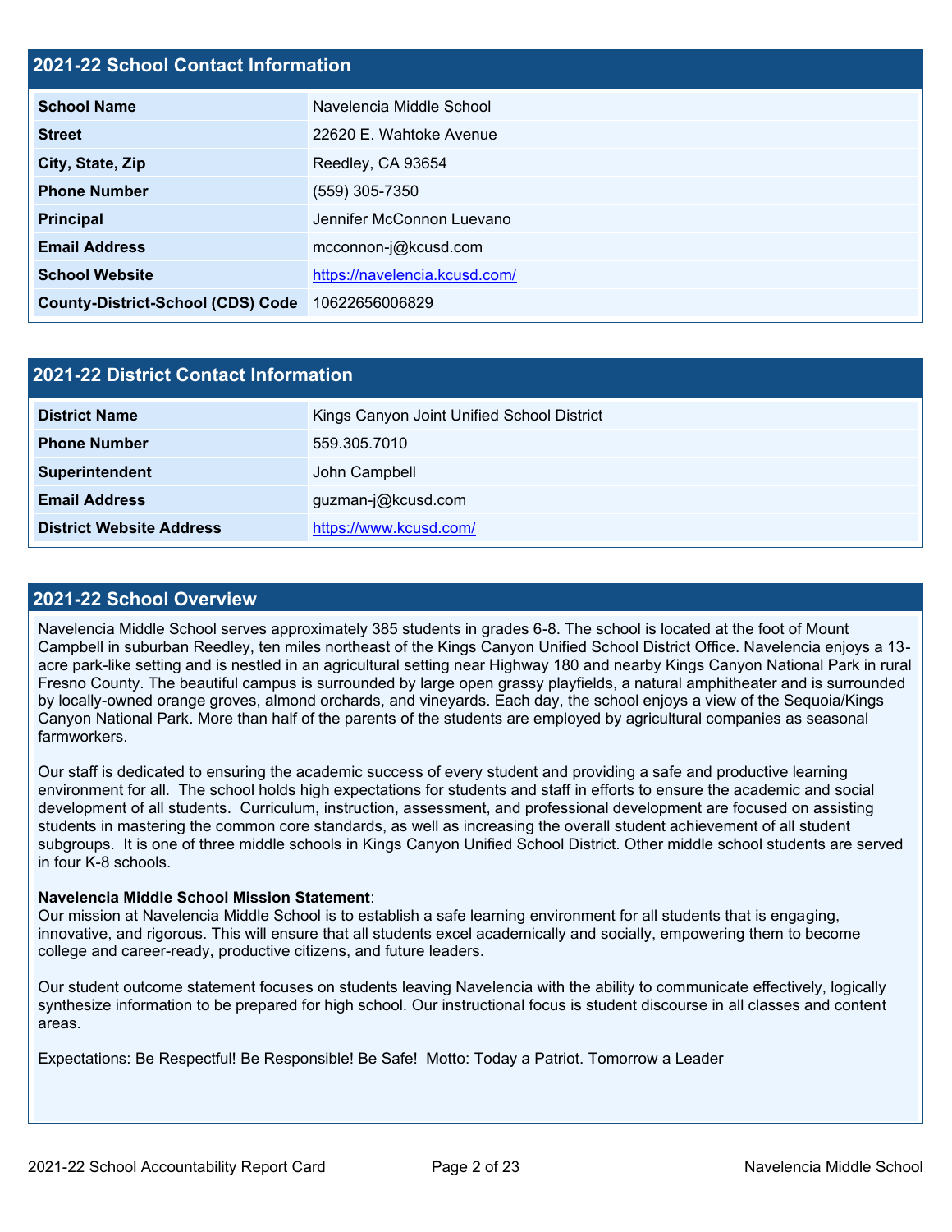## 2021-22 School Contact Information

| | |
|---|---|
| **School Name** | Navelencia Middle School |
| **Street** | 22620 E. Wahtoke Avenue |
| **City, State, Zip** | Reedley, CA 93654 |
| **Phone Number** | (559) 305-7350 |
| **Principal** | Jennifer McConnon Luevano |
| **Email Address** | mcconnon-j@kcusd.com |
| **School Website** | https://navelencia.kcusd.com/ |
| **County-District-School (CDS) Code** | 10622656006829 |

## 2021-22 District Contact Information

| | |
|---|---|
| **District Name** | Kings Canyon Joint Unified School District |
| **Phone Number** | 559.305.7010 |
| **Superintendent** | John Campbell |
| **Email Address** | guzman-j@kcusd.com |
| **District Website Address** | https://www.kcusd.com/ |

## 2021-22 School Overview

Navelencia Middle School serves approximately 385 students in grades 6-8. The school is located at the foot of Mount Campbell in suburban Reedley, ten miles northeast of the Kings Canyon Unified School District Office. Navelencia enjoys a 13-acre park-like setting and is nestled in an agricultural setting near Highway 180 and nearby Kings Canyon National Park in rural Fresno County. The beautiful campus is surrounded by large open grassy playfields, a natural amphitheater and is surrounded by locally-owned orange groves, almond orchards, and vineyards. Each day, the school enjoys a view of the Sequoia/Kings Canyon National Park. More than half of the parents of the students are employed by agricultural companies as seasonal farmworkers.

Our staff is dedicated to ensuring the academic success of every student and providing a safe and productive learning environment for all. The school holds high expectations for students and staff in efforts to ensure the academic and social development of all students. Curriculum, instruction, assessment, and professional development are focused on assisting students in mastering the common core standards, as well as increasing the overall student achievement of all student subgroups. It is one of three middle schools in Kings Canyon Unified School District. Other middle school students are served in four K-8 schools.

**Navelencia Middle School Mission Statement**:
Our mission at Navelencia Middle School is to establish a safe learning environment for all students that is engaging, innovative, and rigorous. This will ensure that all students excel academically and socially, empowering them to become college and career-ready, productive citizens, and future leaders.

Our student outcome statement focuses on students leaving Navelencia with the ability to communicate effectively, logically synthesize information to be prepared for high school. Our instructional focus is student discourse in all classes and content areas.

Expectations: Be Respectful! Be Responsible! Be Safe! Motto: Today a Patriot. Tomorrow a Leader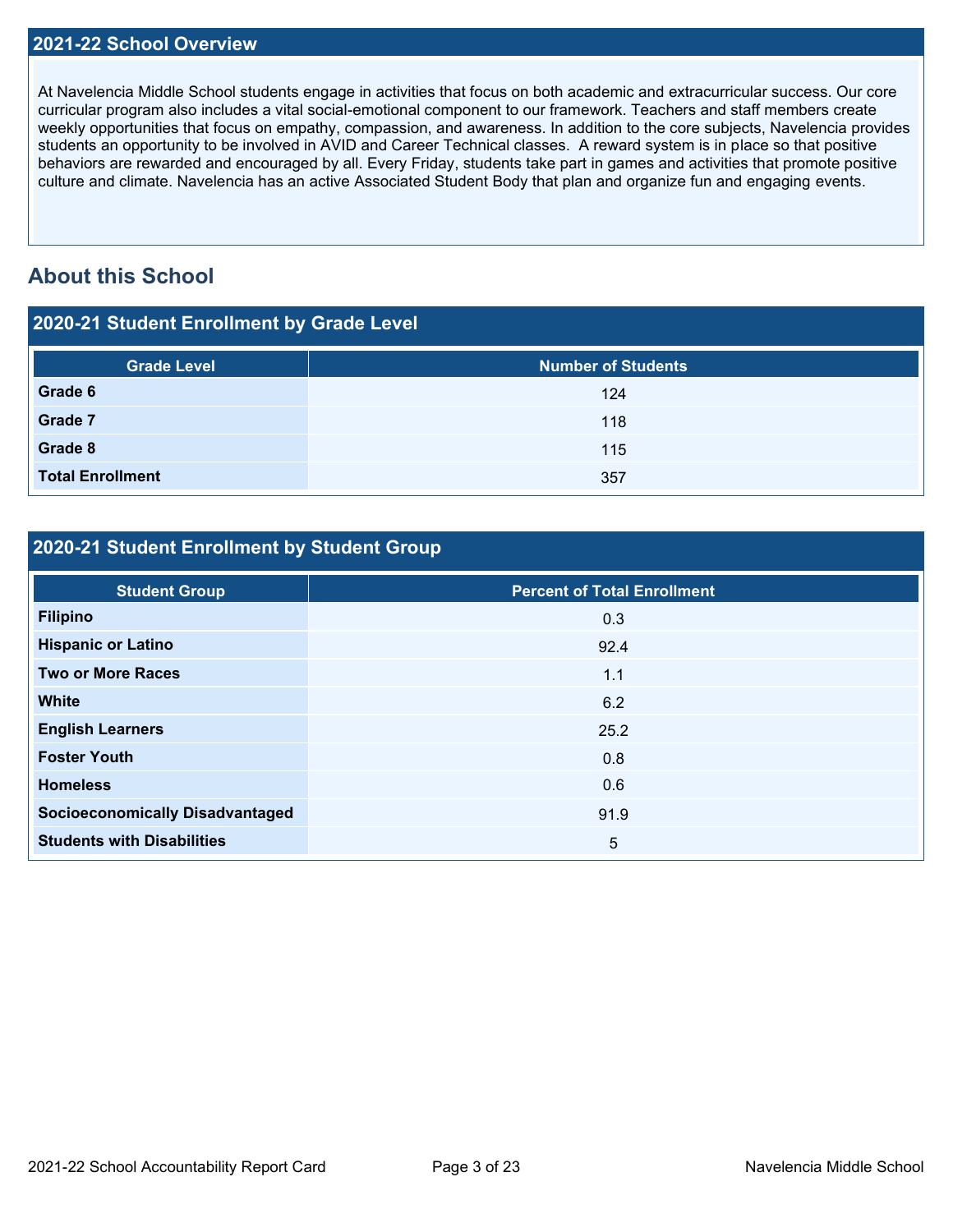## 2021-22 School Overview

At Navelencia Middle School students engage in activities that focus on both academic and extracurricular success. Our core curricular program also includes a vital social-emotional component to our framework. Teachers and staff members create weekly opportunities that focus on empathy, compassion, and awareness. In addition to the core subjects, Navelencia provides students an opportunity to be involved in AVID and Career Technical classes. A reward system is in place so that positive behaviors are rewarded and encouraged by all. Every Friday, students take part in games and activities that promote positive culture and climate. Navelencia has an active Associated Student Body that plan and organize fun and engaging events.

# About this School

## 2020-21 Student Enrollment by Grade Level

| Grade Level | Number of Students |
| --- | --- |
| **Grade 6** | 124 |
| **Grade 7** | 118 |
| **Grade 8** | 115 |
| **Total Enrollment** | 357 |

## 2020-21 Student Enrollment by Student Group

| Student Group | Percent of Total Enrollment |
| --- | --- |
| **Filipino** | 0.3 |
| **Hispanic or Latino** | 92.4 |
| **Two or More Races** | 1.1 |
| **White** | 6.2 |
| **English Learners** | 25.2 |
| **Foster Youth** | 0.8 |
| **Homeless** | 0.6 |
| **Socioeconomically Disadvantaged** | 91.9 |
| **Students with Disabilities** | 5 |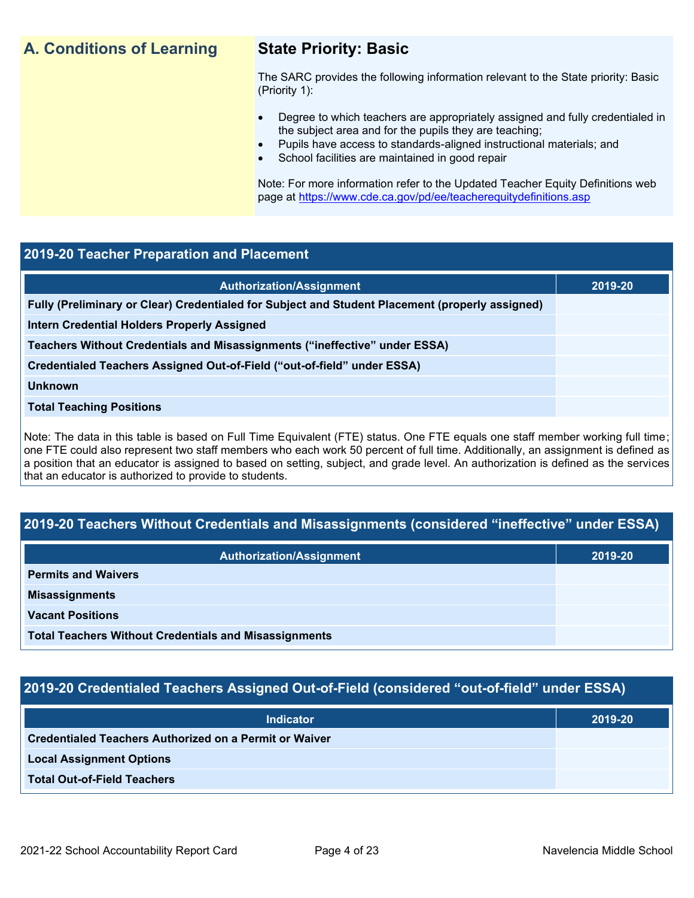## A. Conditions of Learning

### State Priority: Basic

The SARC provides the following information relevant to the State priority: Basic (Priority 1):

- Degree to which teachers are appropriately assigned and fully credentialed in the subject area and for the pupils they are teaching;
- Pupils have access to standards-aligned instructional materials; and
- School facilities are maintained in good repair

Note: For more information refer to the Updated Teacher Equity Definitions web page at https://www.cde.ca.gov/pd/ee/teacherequitydefinitions.asp

### 2019-20 Teacher Preparation and Placement

| Authorization/Assignment | 2019-20 |
| --- | --- |
| Fully (Preliminary or Clear) Credentialed for Subject and Student Placement (properly assigned) | |
| Intern Credential Holders Properly Assigned | |
| Teachers Without Credentials and Misassignments (“ineffective” under ESSA) | |
| Credentialed Teachers Assigned Out-of-Field (“out-of-field” under ESSA) | |
| Unknown | |
| Total Teaching Positions | |

Note: The data in this table is based on Full Time Equivalent (FTE) status. One FTE equals one staff member working full time; one FTE could also represent two staff members who each work 50 percent of full time. Additionally, an assignment is defined as a position that an educator is assigned to based on setting, subject, and grade level. An authorization is defined as the services that an educator is authorized to provide to students.

### 2019-20 Teachers Without Credentials and Misassignments (considered “ineffective” under ESSA)

| Authorization/Assignment | 2019-20 |
| --- | --- |
| Permits and Waivers | |
| Misassignments | |
| Vacant Positions | |
| Total Teachers Without Credentials and Misassignments | |

### 2019-20 Credentialed Teachers Assigned Out-of-Field (considered “out-of-field” under ESSA)

| Indicator | 2019-20 |
| --- | --- |
| Credentialed Teachers Authorized on a Permit or Waiver | |
| Local Assignment Options | |
| Total Out-of-Field Teachers | |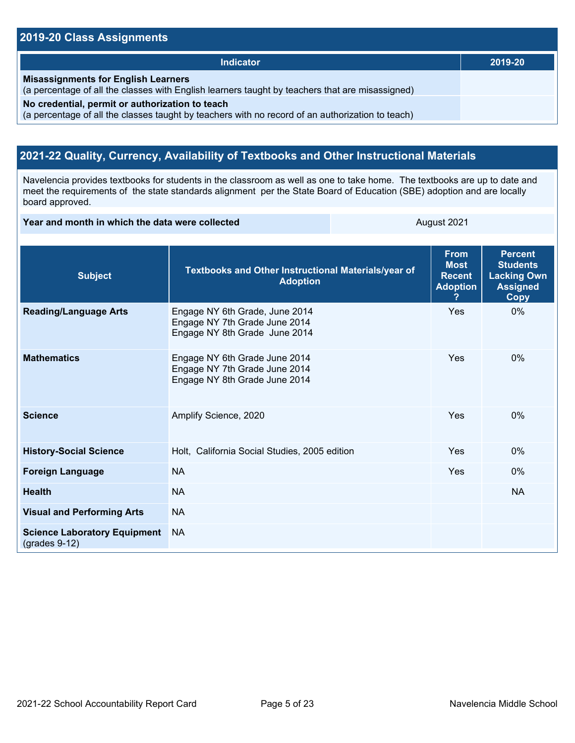## 2019-20 Class Assignments

| Indicator | 2019-20 |
|---|---|
| **Misassignments for English Learners** (a percentage of all the classes with English learners taught by teachers that are misassigned) | |
| **No credential, permit or authorization to teach** (a percentage of all the classes taught by teachers with no record of an authorization to teach) | |

## 2021-22 Quality, Currency, Availability of Textbooks and Other Instructional Materials

Navelencia provides textbooks for students in the classroom as well as one to take home. The textbooks are up to date and meet the requirements of the state standards alignment per the State Board of Education (SBE) adoption and are locally board approved.

| | |
|---|---|
| **Year and month in which the data were collected** | August 2021 |

| Subject | Textbooks and Other Instructional Materials/year of Adoption | From Most Recent Adoption ? | Percent Students Lacking Own Assigned Copy |
|---|---|---|---|
| **Reading/Language Arts** | Engage NY 6th Grade, June 2014<br>Engage NY 7th Grade June 2014<br>Engage NY 8th Grade June 2014 | Yes | 0% |
| **Mathematics** | Engage NY 6th Grade June 2014<br>Engage NY 7th Grade June 2014<br>Engage NY 8th Grade June 2014 | Yes | 0% |
| **Science** | Amplify Science, 2020 | Yes | 0% |
| **History-Social Science** | Holt, California Social Studies, 2005 edition | Yes | 0% |
| **Foreign Language** | NA | Yes | 0% |
| **Health** | NA | | NA |
| **Visual and Performing Arts** | NA | | |
| **Science Laboratory Equipment** (grades 9-12) | NA | | |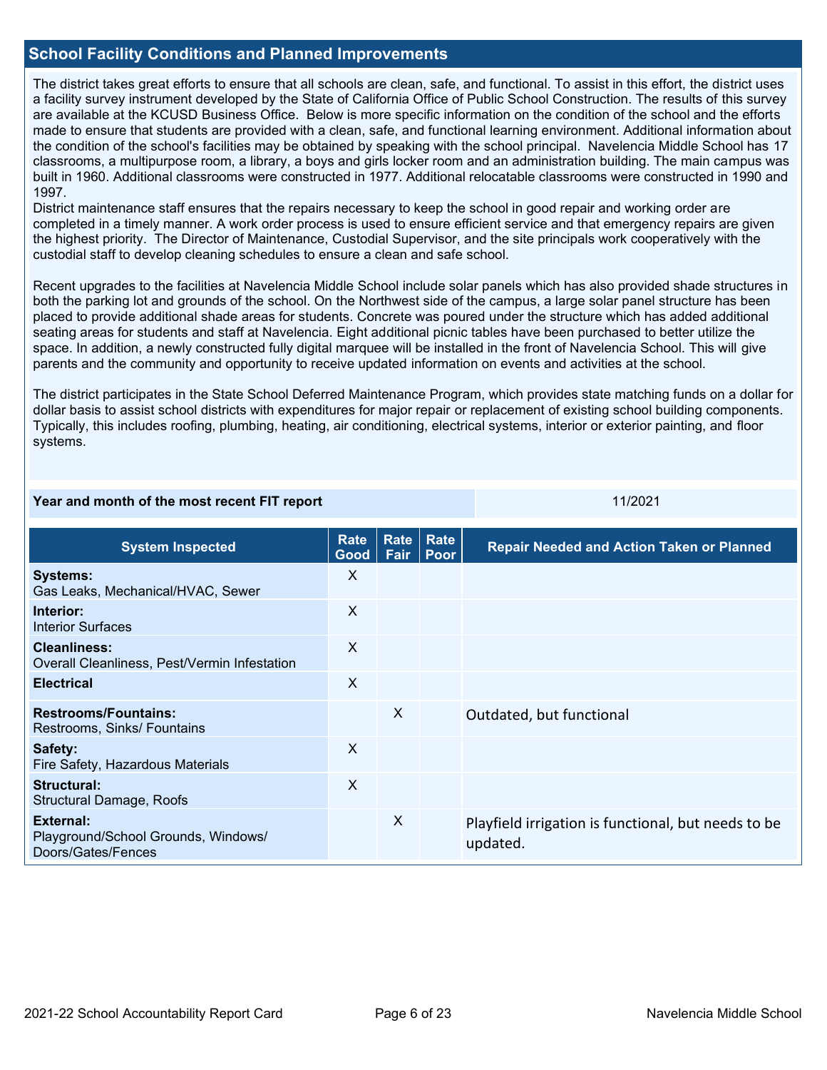## School Facility Conditions and Planned Improvements

The district takes great efforts to ensure that all schools are clean, safe, and functional. To assist in this effort, the district uses a facility survey instrument developed by the State of California Office of Public School Construction. The results of this survey are available at the KCUSD Business Office. Below is more specific information on the condition of the school and the efforts made to ensure that students are provided with a clean, safe, and functional learning environment. Additional information about the condition of the school's facilities may be obtained by speaking with the school principal. Navelencia Middle School has 17 classrooms, a multipurpose room, a library, a boys and girls locker room and an administration building. The main campus was built in 1960. Additional classrooms were constructed in 1977. Additional relocatable classrooms were constructed in 1990 and 1997.

District maintenance staff ensures that the repairs necessary to keep the school in good repair and working order are completed in a timely manner. A work order process is used to ensure efficient service and that emergency repairs are given the highest priority. The Director of Maintenance, Custodial Supervisor, and the site principals work cooperatively with the custodial staff to develop cleaning schedules to ensure a clean and safe school.

Recent upgrades to the facilities at Navelencia Middle School include solar panels which has also provided shade structures in both the parking lot and grounds of the school. On the Northwest side of the campus, a large solar panel structure has been placed to provide additional shade areas for students. Concrete was poured under the structure which has added additional seating areas for students and staff at Navelencia. Eight additional picnic tables have been purchased to better utilize the space. In addition, a newly constructed fully digital marquee will be installed in the front of Navelencia School. This will give parents and the community and opportunity to receive updated information on events and activities at the school.

The district participates in the State School Deferred Maintenance Program, which provides state matching funds on a dollar for dollar basis to assist school districts with expenditures for major repair or replacement of existing school building components. Typically, this includes roofing, plumbing, heating, air conditioning, electrical systems, interior or exterior painting, and floor systems.

| Year and month of the most recent FIT report | 11/2021 |
| --- | --- |

| System Inspected | Rate Good | Rate Fair | Rate Poor | Repair Needed and Action Taken or Planned |
| --- | --- | --- | --- | --- |
| **Systems:** Gas Leaks, Mechanical/HVAC, Sewer | X | | | |
| **Interior:** Interior Surfaces | X | | | |
| **Cleanliness:** Overall Cleanliness, Pest/Vermin Infestation | X | | | |
| **Electrical** | X | | | |
| **Restrooms/Fountains:** Restrooms, Sinks/ Fountains | | X | | Outdated, but functional |
| **Safety:** Fire Safety, Hazardous Materials | X | | | |
| **Structural:** Structural Damage, Roofs | X | | | |
| **External:** Playground/School Grounds, Windows/ Doors/Gates/Fences | | X | | Playfield irrigation is functional, but needs to be updated. |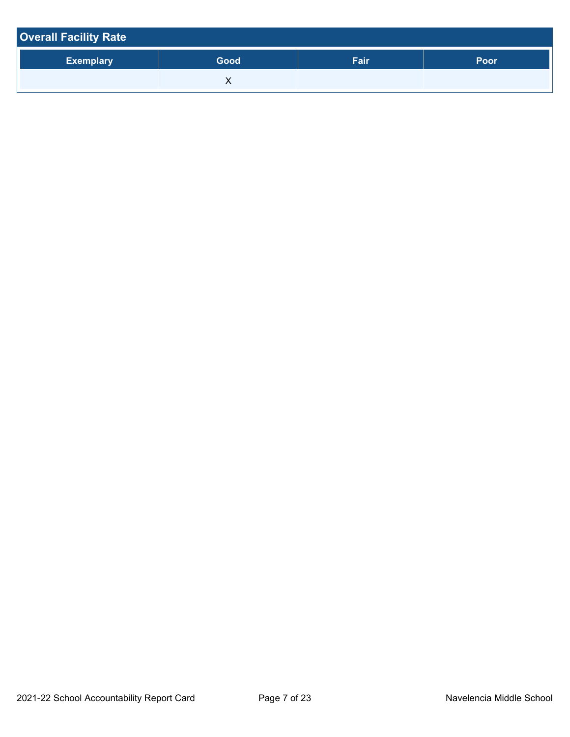## Overall Facility Rate

| Exemplary | Good | Fair | Poor |
|---|---|---|---|
| | X | | |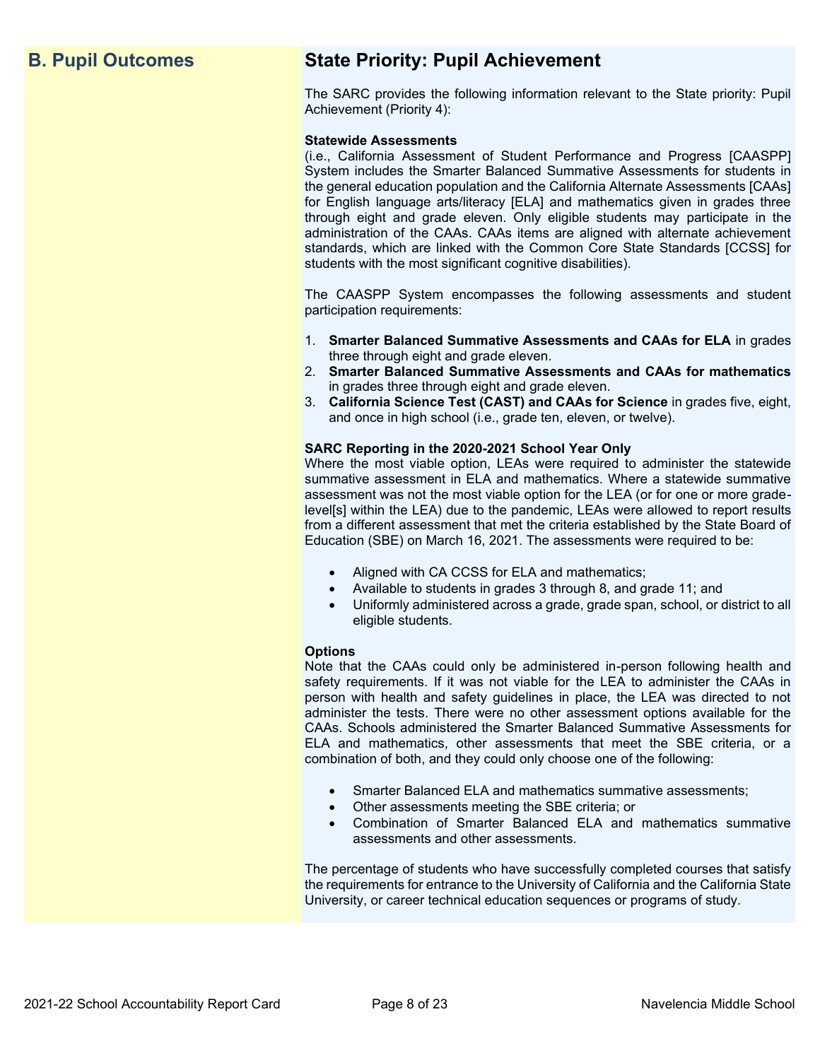## B. Pupil Outcomes

## State Priority: Pupil Achievement

The SARC provides the following information relevant to the State priority: Pupil Achievement (Priority 4):

**Statewide Assessments**
(i.e., California Assessment of Student Performance and Progress [CAASPP] System includes the Smarter Balanced Summative Assessments for students in the general education population and the California Alternate Assessments [CAAs] for English language arts/literacy [ELA] and mathematics given in grades three through eight and grade eleven. Only eligible students may participate in the administration of the CAAs. CAAs items are aligned with alternate achievement standards, which are linked with the Common Core State Standards [CCSS] for students with the most significant cognitive disabilities).

The CAASPP System encompasses the following assessments and student participation requirements:

1. **Smarter Balanced Summative Assessments and CAAs for ELA** in grades three through eight and grade eleven.
2. **Smarter Balanced Summative Assessments and CAAs for mathematics** in grades three through eight and grade eleven.
3. **California Science Test (CAST) and CAAs for Science** in grades five, eight, and once in high school (i.e., grade ten, eleven, or twelve).

**SARC Reporting in the 2020-2021 School Year Only**
Where the most viable option, LEAs were required to administer the statewide summative assessment in ELA and mathematics. Where a statewide summative assessment was not the most viable option for the LEA (or for one or more grade-level[s] within the LEA) due to the pandemic, LEAs were allowed to report results from a different assessment that met the criteria established by the State Board of Education (SBE) on March 16, 2021. The assessments were required to be:

- Aligned with CA CCSS for ELA and mathematics;
- Available to students in grades 3 through 8, and grade 11; and
- Uniformly administered across a grade, grade span, school, or district to all eligible students.

**Options**
Note that the CAAs could only be administered in-person following health and safety requirements. If it was not viable for the LEA to administer the CAAs in person with health and safety guidelines in place, the LEA was directed to not administer the tests. There were no other assessment options available for the CAAs. Schools administered the Smarter Balanced Summative Assessments for ELA and mathematics, other assessments that meet the SBE criteria, or a combination of both, and they could only choose one of the following:

- Smarter Balanced ELA and mathematics summative assessments;
- Other assessments meeting the SBE criteria; or
- Combination of Smarter Balanced ELA and mathematics summative assessments and other assessments.

The percentage of students who have successfully completed courses that satisfy the requirements for entrance to the University of California and the California State University, or career technical education sequences or programs of study.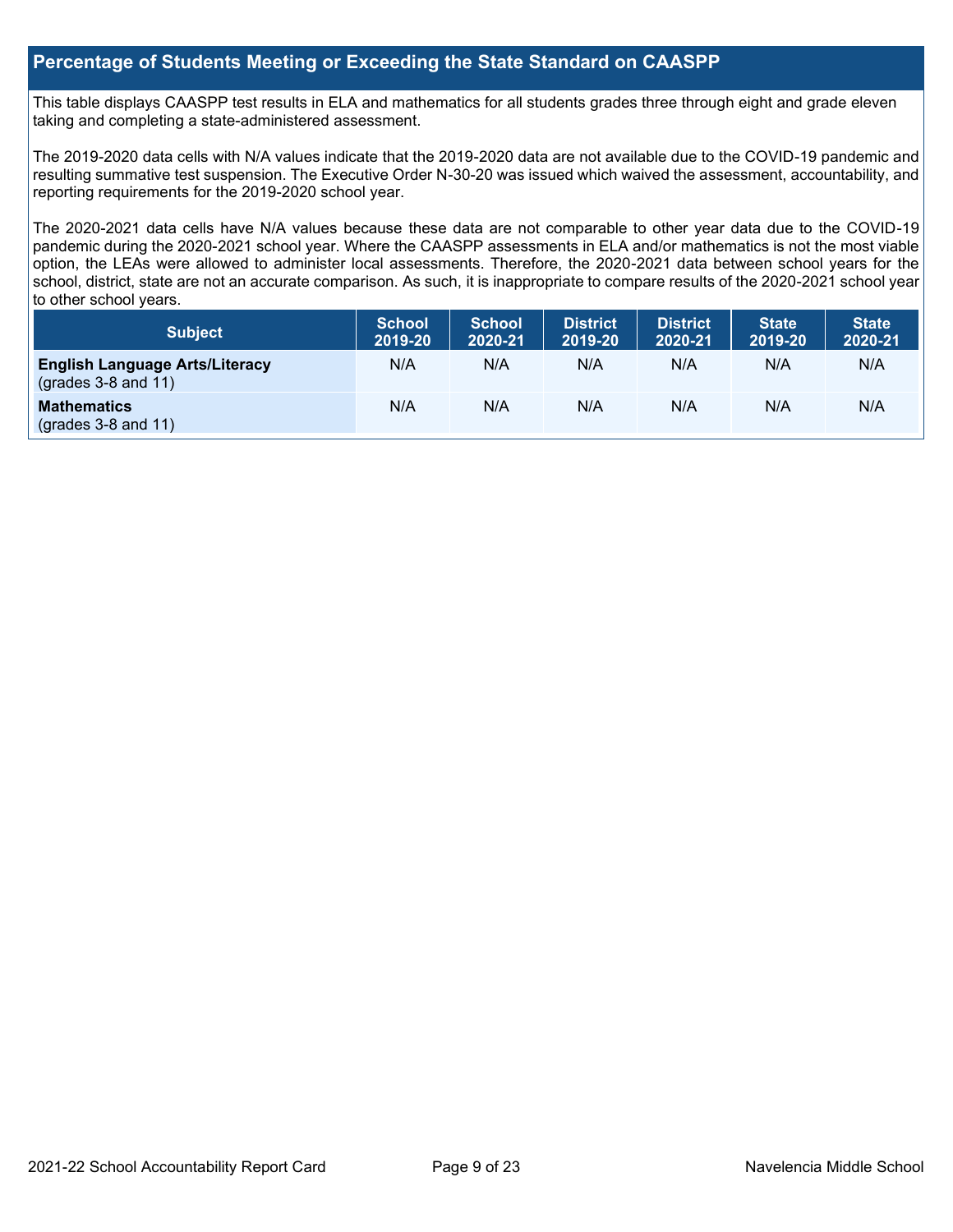## Percentage of Students Meeting or Exceeding the State Standard on CAASPP

This table displays CAASPP test results in ELA and mathematics for all students grades three through eight and grade eleven taking and completing a state-administered assessment.

The 2019-2020 data cells with N/A values indicate that the 2019-2020 data are not available due to the COVID-19 pandemic and resulting summative test suspension. The Executive Order N-30-20 was issued which waived the assessment, accountability, and reporting requirements for the 2019-2020 school year.

The 2020-2021 data cells have N/A values because these data are not comparable to other year data due to the COVID-19 pandemic during the 2020-2021 school year. Where the CAASPP assessments in ELA and/or mathematics is not the most viable option, the LEAs were allowed to administer local assessments. Therefore, the 2020-2021 data between school years for the school, district, state are not an accurate comparison. As such, it is inappropriate to compare results of the 2020-2021 school year to other school years.

| Subject | School 2019-20 | School 2020-21 | District 2019-20 | District 2020-21 | State 2019-20 | State 2020-21 |
|---|---|---|---|---|---|---|
| **English Language Arts/Literacy** (grades 3-8 and 11) | N/A | N/A | N/A | N/A | N/A | N/A |
| **Mathematics** (grades 3-8 and 11) | N/A | N/A | N/A | N/A | N/A | N/A |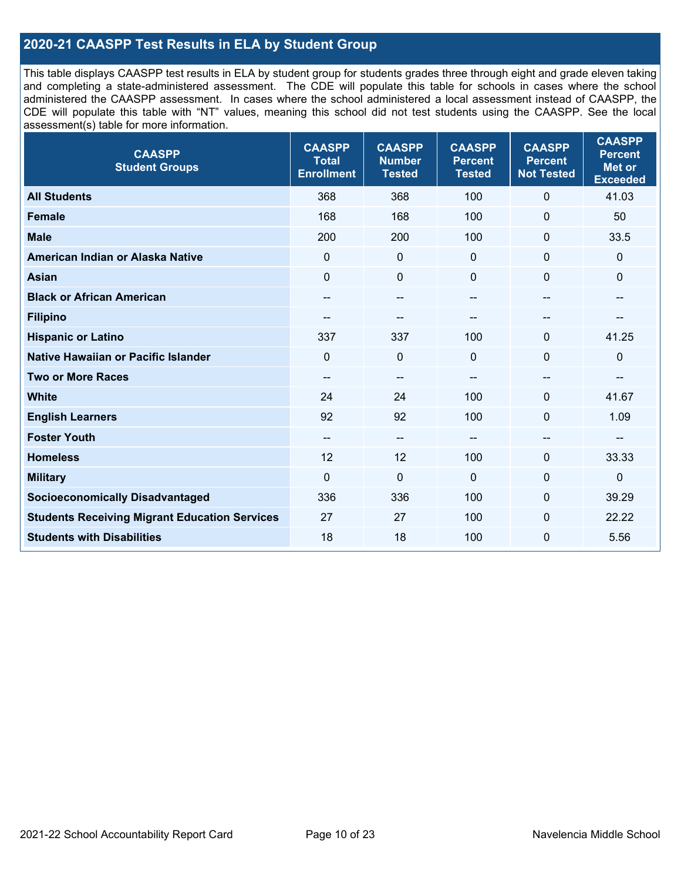## 2020-21 CAASPP Test Results in ELA by Student Group

This table displays CAASPP test results in ELA by student group for students grades three through eight and grade eleven taking and completing a state-administered assessment. The CDE will populate this table for schools in cases where the school administered the CAASPP assessment. In cases where the school administered a local assessment instead of CAASPP, the CDE will populate this table with "NT" values, meaning this school did not test students using the CAASPP. See the local assessment(s) table for more information.

| CAASPP Student Groups | CAASPP Total Enrollment | CAASPP Number Tested | CAASPP Percent Tested | CAASPP Percent Not Tested | CAASPP Percent Met or Exceeded |
|---|---|---|---|---|---|
| **All Students** | 368 | 368 | 100 | 0 | 41.03 |
| **Female** | 168 | 168 | 100 | 0 | 50 |
| **Male** | 200 | 200 | 100 | 0 | 33.5 |
| **American Indian or Alaska Native** | 0 | 0 | 0 | 0 | 0 |
| **Asian** | 0 | 0 | 0 | 0 | 0 |
| **Black or African American** | -- | -- | -- | -- | -- |
| **Filipino** | -- | -- | -- | -- | -- |
| **Hispanic or Latino** | 337 | 337 | 100 | 0 | 41.25 |
| **Native Hawaiian or Pacific Islander** | 0 | 0 | 0 | 0 | 0 |
| **Two or More Races** | -- | -- | -- | -- | -- |
| **White** | 24 | 24 | 100 | 0 | 41.67 |
| **English Learners** | 92 | 92 | 100 | 0 | 1.09 |
| **Foster Youth** | -- | -- | -- | -- | -- |
| **Homeless** | 12 | 12 | 100 | 0 | 33.33 |
| **Military** | 0 | 0 | 0 | 0 | 0 |
| **Socioeconomically Disadvantaged** | 336 | 336 | 100 | 0 | 39.29 |
| **Students Receiving Migrant Education Services** | 27 | 27 | 100 | 0 | 22.22 |
| **Students with Disabilities** | 18 | 18 | 100 | 0 | 5.56 |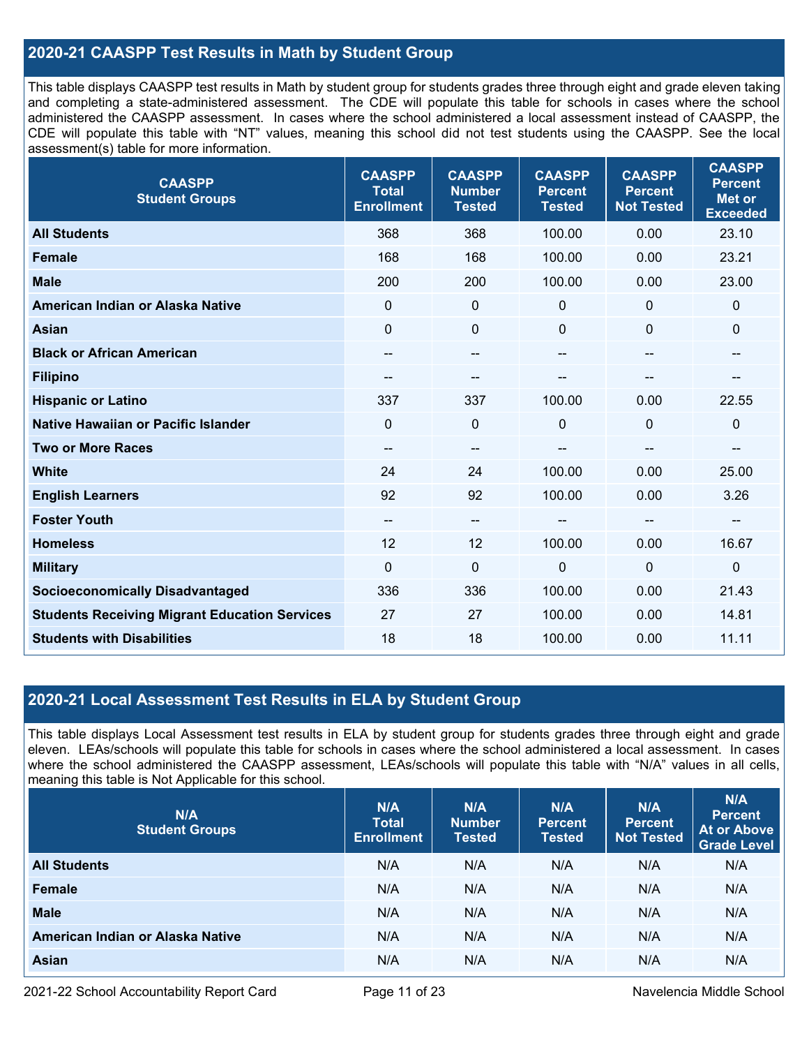## 2020-21 CAASPP Test Results in Math by Student Group

This table displays CAASPP test results in Math by student group for students grades three through eight and grade eleven taking and completing a state-administered assessment. The CDE will populate this table for schools in cases where the school administered the CAASPP assessment. In cases where the school administered a local assessment instead of CAASPP, the CDE will populate this table with "NT" values, meaning this school did not test students using the CAASPP. See the local assessment(s) table for more information.

| CAASPP Student Groups | CAASPP Total Enrollment | CAASPP Number Tested | CAASPP Percent Tested | CAASPP Percent Not Tested | CAASPP Percent Met or Exceeded |
|---|---|---|---|---|---|
| **All Students** | 368 | 368 | 100.00 | 0.00 | 23.10 |
| **Female** | 168 | 168 | 100.00 | 0.00 | 23.21 |
| **Male** | 200 | 200 | 100.00 | 0.00 | 23.00 |
| **American Indian or Alaska Native** | 0 | 0 | 0 | 0 | 0 |
| **Asian** | 0 | 0 | 0 | 0 | 0 |
| **Black or African American** | -- | -- | -- | -- | -- |
| **Filipino** | -- | -- | -- | -- | -- |
| **Hispanic or Latino** | 337 | 337 | 100.00 | 0.00 | 22.55 |
| **Native Hawaiian or Pacific Islander** | 0 | 0 | 0 | 0 | 0 |
| **Two or More Races** | -- | -- | -- | -- | -- |
| **White** | 24 | 24 | 100.00 | 0.00 | 25.00 |
| **English Learners** | 92 | 92 | 100.00 | 0.00 | 3.26 |
| **Foster Youth** | -- | -- | -- | -- | -- |
| **Homeless** | 12 | 12 | 100.00 | 0.00 | 16.67 |
| **Military** | 0 | 0 | 0 | 0 | 0 |
| **Socioeconomically Disadvantaged** | 336 | 336 | 100.00 | 0.00 | 21.43 |
| **Students Receiving Migrant Education Services** | 27 | 27 | 100.00 | 0.00 | 14.81 |
| **Students with Disabilities** | 18 | 18 | 100.00 | 0.00 | 11.11 |

## 2020-21 Local Assessment Test Results in ELA by Student Group

This table displays Local Assessment test results in ELA by student group for students grades three through eight and grade eleven. LEAs/schools will populate this table for schools in cases where the school administered a local assessment. In cases where the school administered the CAASPP assessment, LEAs/schools will populate this table with "N/A" values in all cells, meaning this table is Not Applicable for this school.

| N/A Student Groups | N/A Total Enrollment | N/A Number Tested | N/A Percent Tested | N/A Percent Not Tested | N/A Percent At or Above Grade Level |
|---|---|---|---|---|---|
| **All Students** | N/A | N/A | N/A | N/A | N/A |
| **Female** | N/A | N/A | N/A | N/A | N/A |
| **Male** | N/A | N/A | N/A | N/A | N/A |
| **American Indian or Alaska Native** | N/A | N/A | N/A | N/A | N/A |
| **Asian** | N/A | N/A | N/A | N/A | N/A |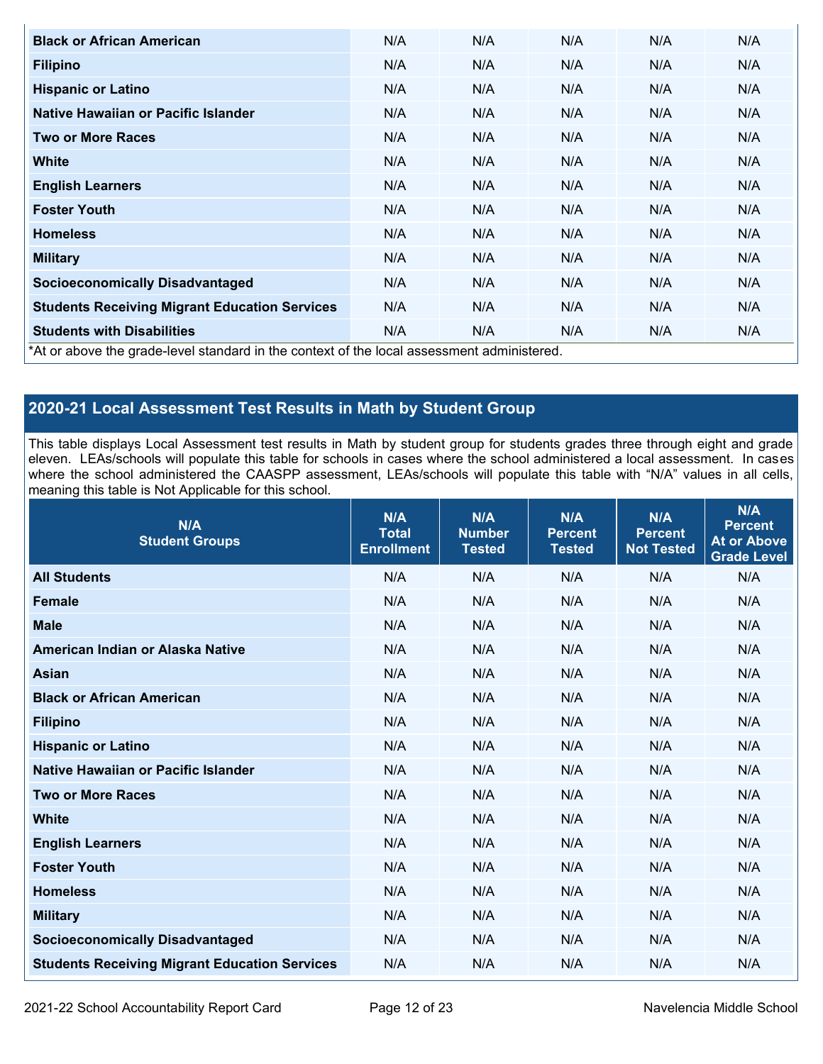| Black or African American | N/A | N/A | N/A | N/A | N/A |
|---|---|---|---|---|---|
| Filipino | N/A | N/A | N/A | N/A | N/A |
| Hispanic or Latino | N/A | N/A | N/A | N/A | N/A |
| Native Hawaiian or Pacific Islander | N/A | N/A | N/A | N/A | N/A |
| Two or More Races | N/A | N/A | N/A | N/A | N/A |
| White | N/A | N/A | N/A | N/A | N/A |
| English Learners | N/A | N/A | N/A | N/A | N/A |
| Foster Youth | N/A | N/A | N/A | N/A | N/A |
| Homeless | N/A | N/A | N/A | N/A | N/A |
| Military | N/A | N/A | N/A | N/A | N/A |
| Socioeconomically Disadvantaged | N/A | N/A | N/A | N/A | N/A |
| Students Receiving Migrant Education Services | N/A | N/A | N/A | N/A | N/A |
| Students with Disabilities | N/A | N/A | N/A | N/A | N/A |

*At or above the grade-level standard in the context of the local assessment administered.

## 2020-21 Local Assessment Test Results in Math by Student Group

This table displays Local Assessment test results in Math by student group for students grades three through eight and grade eleven. LEAs/schools will populate this table for schools in cases where the school administered a local assessment. In cases where the school administered the CAASPP assessment, LEAs/schools will populate this table with "N/A" values in all cells, meaning this table is Not Applicable for this school.

| N/A Student Groups | N/A Total Enrollment | N/A Number Tested | N/A Percent Tested | N/A Percent Not Tested | N/A Percent At or Above Grade Level |
|---|---|---|---|---|---|
| All Students | N/A | N/A | N/A | N/A | N/A |
| Female | N/A | N/A | N/A | N/A | N/A |
| Male | N/A | N/A | N/A | N/A | N/A |
| American Indian or Alaska Native | N/A | N/A | N/A | N/A | N/A |
| Asian | N/A | N/A | N/A | N/A | N/A |
| Black or African American | N/A | N/A | N/A | N/A | N/A |
| Filipino | N/A | N/A | N/A | N/A | N/A |
| Hispanic or Latino | N/A | N/A | N/A | N/A | N/A |
| Native Hawaiian or Pacific Islander | N/A | N/A | N/A | N/A | N/A |
| Two or More Races | N/A | N/A | N/A | N/A | N/A |
| White | N/A | N/A | N/A | N/A | N/A |
| English Learners | N/A | N/A | N/A | N/A | N/A |
| Foster Youth | N/A | N/A | N/A | N/A | N/A |
| Homeless | N/A | N/A | N/A | N/A | N/A |
| Military | N/A | N/A | N/A | N/A | N/A |
| Socioeconomically Disadvantaged | N/A | N/A | N/A | N/A | N/A |
| Students Receiving Migrant Education Services | N/A | N/A | N/A | N/A | N/A |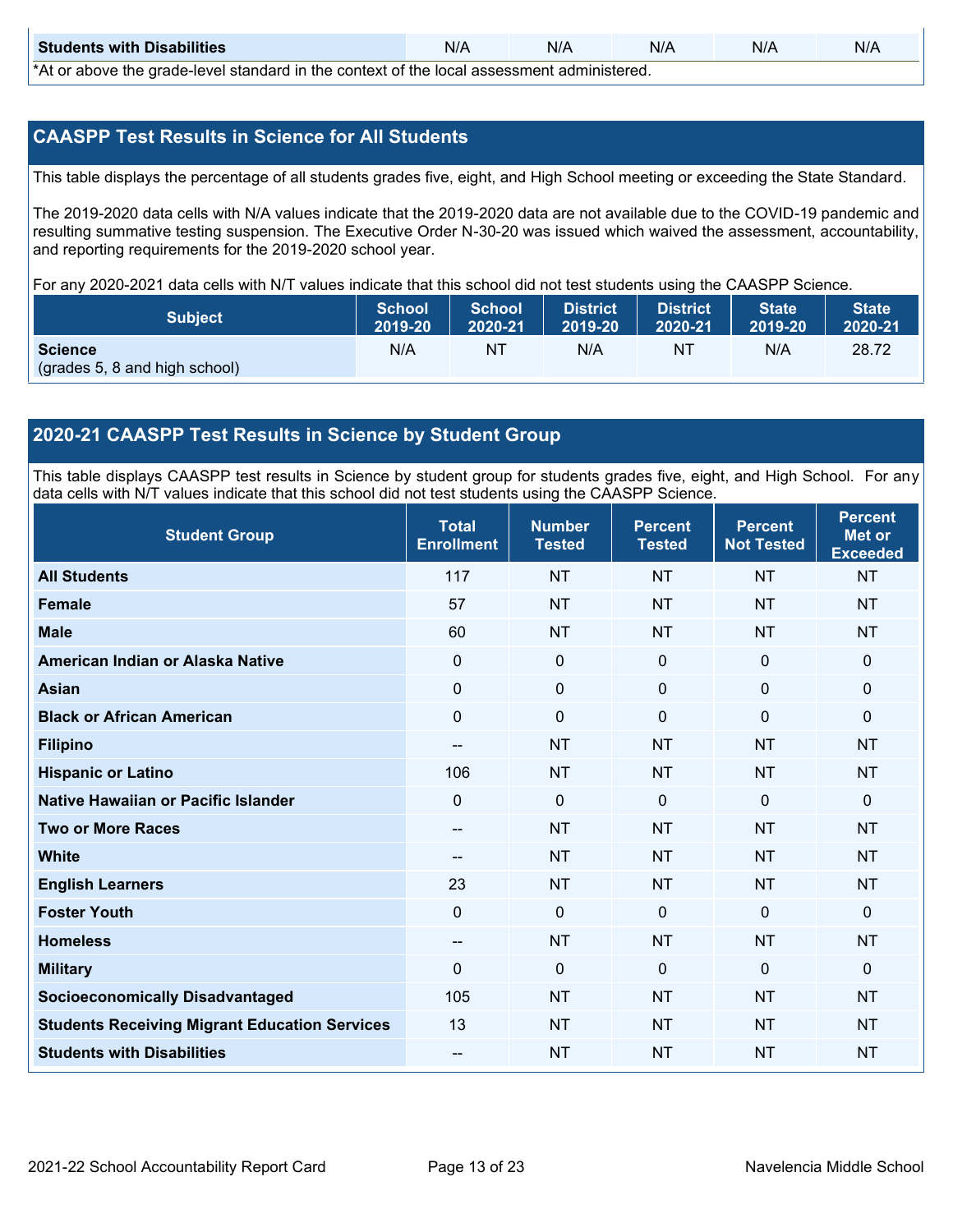| Students with Disabilities | N/A | N/A | N/A | N/A | N/A |
|---|---|---|---|---|---|

*At or above the grade-level standard in the context of the local assessment administered.

## CAASPP Test Results in Science for All Students

This table displays the percentage of all students grades five, eight, and High School meeting or exceeding the State Standard.

The 2019-2020 data cells with N/A values indicate that the 2019-2020 data are not available due to the COVID-19 pandemic and resulting summative testing suspension. The Executive Order N-30-20 was issued which waived the assessment, accountability, and reporting requirements for the 2019-2020 school year.

For any 2020-2021 data cells with N/T values indicate that this school did not test students using the CAASPP Science.

| Subject | School 2019-20 | School 2020-21 | District 2019-20 | District 2020-21 | State 2019-20 | State 2020-21 |
|---|---|---|---|---|---|---|
| **Science** (grades 5, 8 and high school) | N/A | NT | N/A | NT | N/A | 28.72 |

## 2020-21 CAASPP Test Results in Science by Student Group

This table displays CAASPP test results in Science by student group for students grades five, eight, and High School. For any data cells with N/T values indicate that this school did not test students using the CAASPP Science.

| Student Group | Total Enrollment | Number Tested | Percent Tested | Percent Not Tested | Percent Met or Exceeded |
|---|---|---|---|---|---|
| **All Students** | 117 | NT | NT | NT | NT |
| **Female** | 57 | NT | NT | NT | NT |
| **Male** | 60 | NT | NT | NT | NT |
| **American Indian or Alaska Native** | 0 | 0 | 0 | 0 | 0 |
| **Asian** | 0 | 0 | 0 | 0 | 0 |
| **Black or African American** | 0 | 0 | 0 | 0 | 0 |
| **Filipino** | -- | NT | NT | NT | NT |
| **Hispanic or Latino** | 106 | NT | NT | NT | NT |
| **Native Hawaiian or Pacific Islander** | 0 | 0 | 0 | 0 | 0 |
| **Two or More Races** | -- | NT | NT | NT | NT |
| **White** | -- | NT | NT | NT | NT |
| **English Learners** | 23 | NT | NT | NT | NT |
| **Foster Youth** | 0 | 0 | 0 | 0 | 0 |
| **Homeless** | -- | NT | NT | NT | NT |
| **Military** | 0 | 0 | 0 | 0 | 0 |
| **Socioeconomically Disadvantaged** | 105 | NT | NT | NT | NT |
| **Students Receiving Migrant Education Services** | 13 | NT | NT | NT | NT |
| **Students with Disabilities** | -- | NT | NT | NT | NT |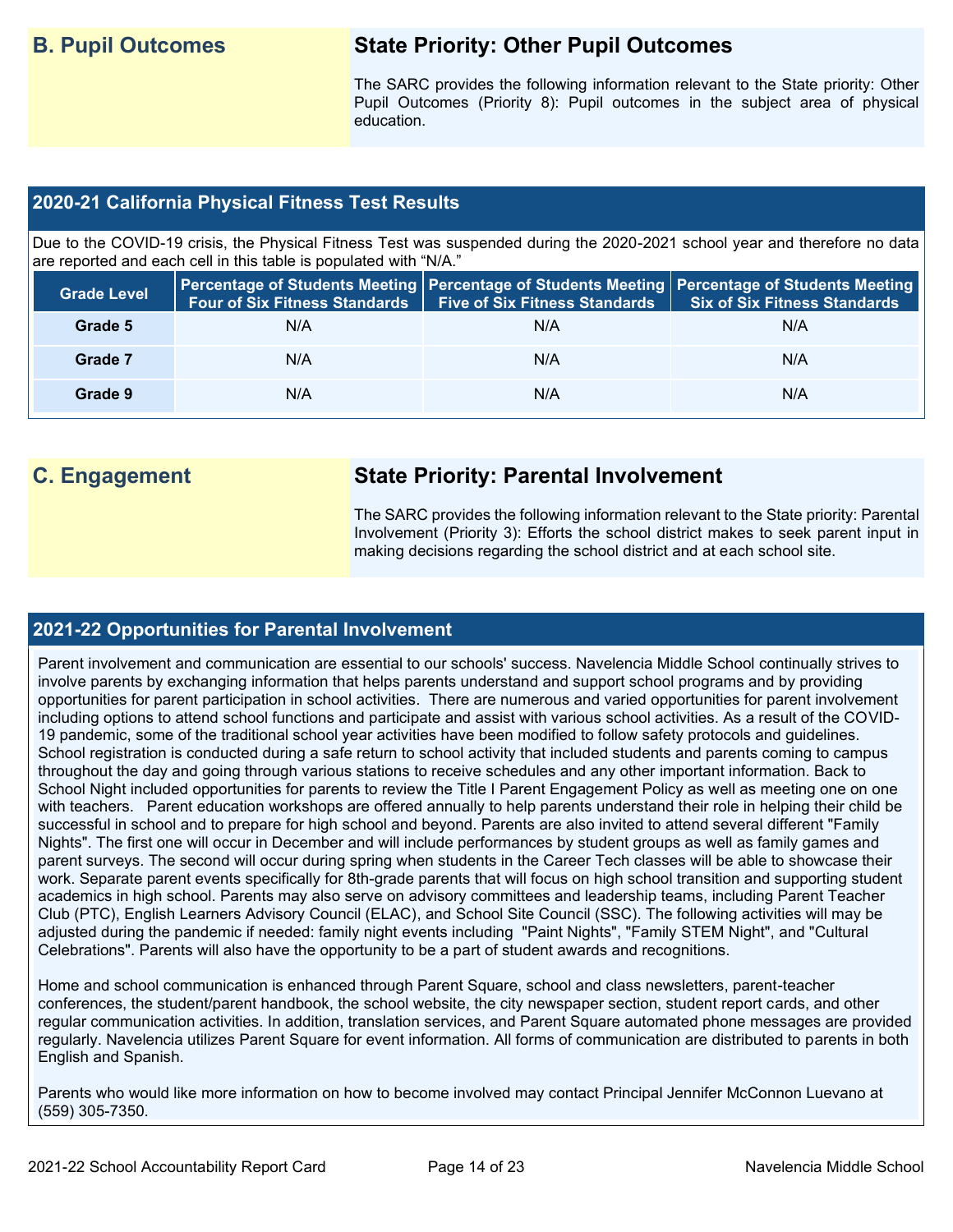## B. Pupil Outcomes

### State Priority: Other Pupil Outcomes

The SARC provides the following information relevant to the State priority: Other Pupil Outcomes (Priority 8): Pupil outcomes in the subject area of physical education.

### 2020-21 California Physical Fitness Test Results

Due to the COVID-19 crisis, the Physical Fitness Test was suspended during the 2020-2021 school year and therefore no data are reported and each cell in this table is populated with "N/A."

| Grade Level | Percentage of Students Meeting Four of Six Fitness Standards | Percentage of Students Meeting Five of Six Fitness Standards | Percentage of Students Meeting Six of Six Fitness Standards |
|---|---|---|---|
| Grade 5 | N/A | N/A | N/A |
| Grade 7 | N/A | N/A | N/A |
| Grade 9 | N/A | N/A | N/A |

## C. Engagement

### State Priority: Parental Involvement

The SARC provides the following information relevant to the State priority: Parental Involvement (Priority 3): Efforts the school district makes to seek parent input in making decisions regarding the school district and at each school site.

### 2021-22 Opportunities for Parental Involvement

Parent involvement and communication are essential to our schools' success. Navelencia Middle School continually strives to involve parents by exchanging information that helps parents understand and support school programs and by providing opportunities for parent participation in school activities. There are numerous and varied opportunities for parent involvement including options to attend school functions and participate and assist with various school activities. As a result of the COVID-19 pandemic, some of the traditional school year activities have been modified to follow safety protocols and guidelines. School registration is conducted during a safe return to school activity that included students and parents coming to campus throughout the day and going through various stations to receive schedules and any other important information. Back to School Night included opportunities for parents to review the Title I Parent Engagement Policy as well as meeting one on one with teachers. Parent education workshops are offered annually to help parents understand their role in helping their child be successful in school and to prepare for high school and beyond. Parents are also invited to attend several different "Family Nights". The first one will occur in December and will include performances by student groups as well as family games and parent surveys. The second will occur during spring when students in the Career Tech classes will be able to showcase their work. Separate parent events specifically for 8th-grade parents that will focus on high school transition and supporting student academics in high school. Parents may also serve on advisory committees and leadership teams, including Parent Teacher Club (PTC), English Learners Advisory Council (ELAC), and School Site Council (SSC). The following activities will may be adjusted during the pandemic if needed: family night events including "Paint Nights", "Family STEM Night", and "Cultural Celebrations". Parents will also have the opportunity to be a part of student awards and recognitions.

Home and school communication is enhanced through Parent Square, school and class newsletters, parent-teacher conferences, the student/parent handbook, the school website, the city newspaper section, student report cards, and other regular communication activities. In addition, translation services, and Parent Square automated phone messages are provided regularly. Navelencia utilizes Parent Square for event information. All forms of communication are distributed to parents in both English and Spanish.

Parents who would like more information on how to become involved may contact Principal Jennifer McConnon Luevano at (559) 305-7350.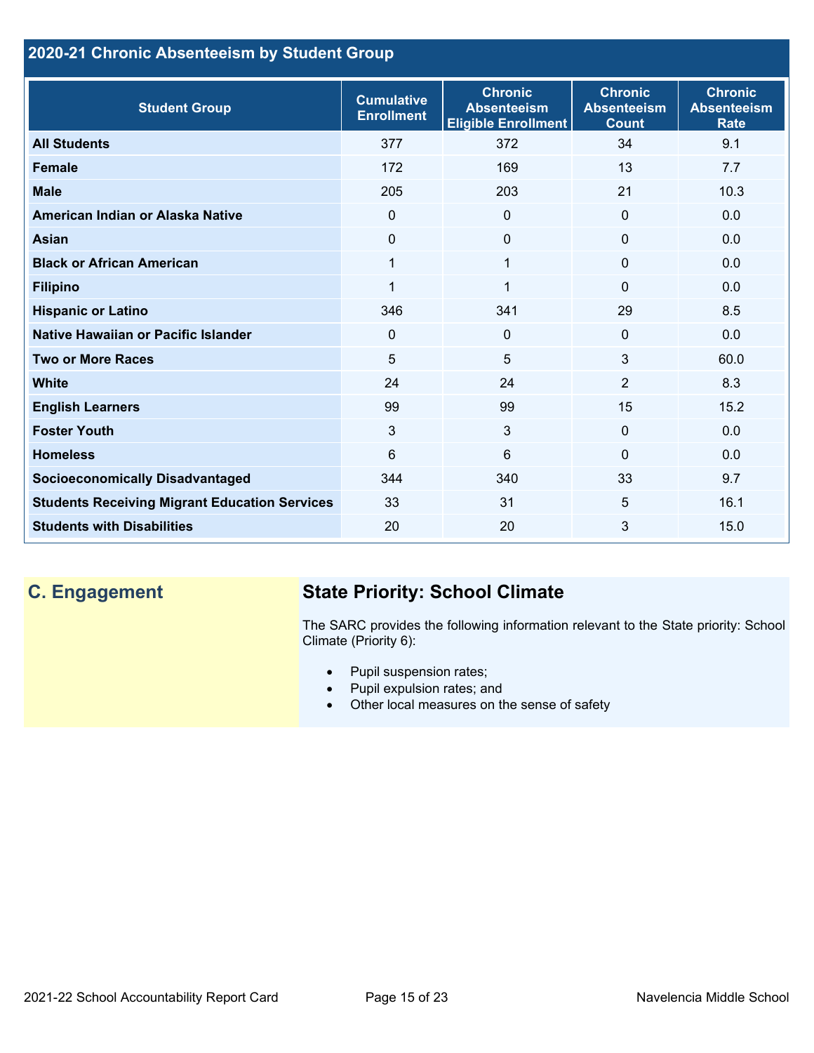## 2020-21 Chronic Absenteeism by Student Group

| Student Group | Cumulative Enrollment | Chronic Absenteeism Eligible Enrollment | Chronic Absenteeism Count | Chronic Absenteeism Rate |
|---|---|---|---|---|
| **All Students** | 377 | 372 | 34 | 9.1 |
| **Female** | 172 | 169 | 13 | 7.7 |
| **Male** | 205 | 203 | 21 | 10.3 |
| **American Indian or Alaska Native** | 0 | 0 | 0 | 0.0 |
| **Asian** | 0 | 0 | 0 | 0.0 |
| **Black or African American** | 1 | 1 | 0 | 0.0 |
| **Filipino** | 1 | 1 | 0 | 0.0 |
| **Hispanic or Latino** | 346 | 341 | 29 | 8.5 |
| **Native Hawaiian or Pacific Islander** | 0 | 0 | 0 | 0.0 |
| **Two or More Races** | 5 | 5 | 3 | 60.0 |
| **White** | 24 | 24 | 2 | 8.3 |
| **English Learners** | 99 | 99 | 15 | 15.2 |
| **Foster Youth** | 3 | 3 | 0 | 0.0 |
| **Homeless** | 6 | 6 | 0 | 0.0 |
| **Socioeconomically Disadvantaged** | 344 | 340 | 33 | 9.7 |
| **Students Receiving Migrant Education Services** | 33 | 31 | 5 | 16.1 |
| **Students with Disabilities** | 20 | 20 | 3 | 15.0 |

## C. Engagement

### State Priority: School Climate

The SARC provides the following information relevant to the State priority: School Climate (Priority 6):

- Pupil suspension rates;
- Pupil expulsion rates; and
- Other local measures on the sense of safety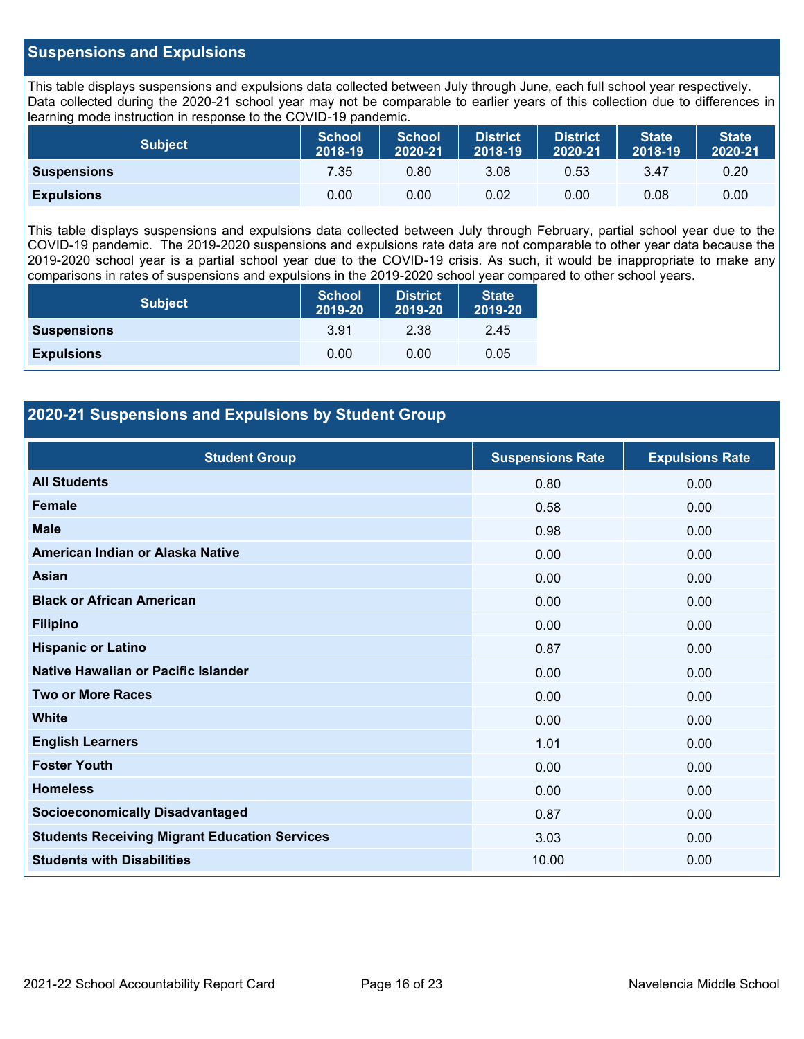## Suspensions and Expulsions

This table displays suspensions and expulsions data collected between July through June, each full school year respectively. Data collected during the 2020-21 school year may not be comparable to earlier years of this collection due to differences in learning mode instruction in response to the COVID-19 pandemic.

| Subject | School 2018-19 | School 2020-21 | District 2018-19 | District 2020-21 | State 2018-19 | State 2020-21 |
|---|---|---|---|---|---|---|
| **Suspensions** | 7.35 | 0.80 | 3.08 | 0.53 | 3.47 | 0.20 |
| **Expulsions** | 0.00 | 0.00 | 0.02 | 0.00 | 0.08 | 0.00 |

This table displays suspensions and expulsions data collected between July through February, partial school year due to the COVID-19 pandemic. The 2019-2020 suspensions and expulsions rate data are not comparable to other year data because the 2019-2020 school year is a partial school year due to the COVID-19 crisis. As such, it would be inappropriate to make any comparisons in rates of suspensions and expulsions in the 2019-2020 school year compared to other school years.

| Subject | School 2019-20 | District 2019-20 | State 2019-20 |
|---|---|---|---|
| **Suspensions** | 3.91 | 2.38 | 2.45 |
| **Expulsions** | 0.00 | 0.00 | 0.05 |

## 2020-21 Suspensions and Expulsions by Student Group

| Student Group | Suspensions Rate | Expulsions Rate |
|---|---|---|
| **All Students** | 0.80 | 0.00 |
| **Female** | 0.58 | 0.00 |
| **Male** | 0.98 | 0.00 |
| **American Indian or Alaska Native** | 0.00 | 0.00 |
| **Asian** | 0.00 | 0.00 |
| **Black or African American** | 0.00 | 0.00 |
| **Filipino** | 0.00 | 0.00 |
| **Hispanic or Latino** | 0.87 | 0.00 |
| **Native Hawaiian or Pacific Islander** | 0.00 | 0.00 |
| **Two or More Races** | 0.00 | 0.00 |
| **White** | 0.00 | 0.00 |
| **English Learners** | 1.01 | 0.00 |
| **Foster Youth** | 0.00 | 0.00 |
| **Homeless** | 0.00 | 0.00 |
| **Socioeconomically Disadvantaged** | 0.87 | 0.00 |
| **Students Receiving Migrant Education Services** | 3.03 | 0.00 |
| **Students with Disabilities** | 10.00 | 0.00 |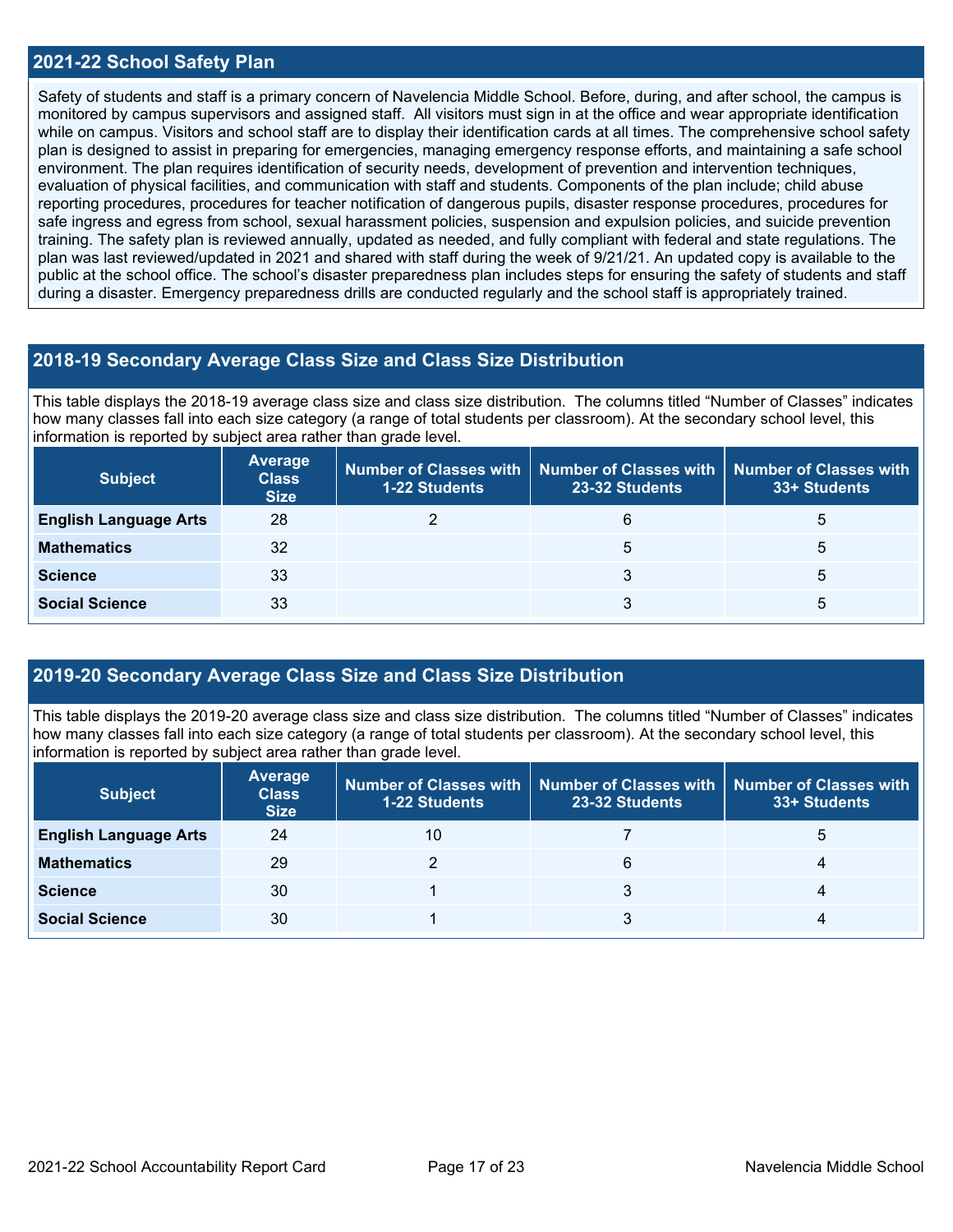## 2021-22 School Safety Plan

Safety of students and staff is a primary concern of Navelencia Middle School. Before, during, and after school, the campus is monitored by campus supervisors and assigned staff. All visitors must sign in at the office and wear appropriate identification while on campus. Visitors and school staff are to display their identification cards at all times. The comprehensive school safety plan is designed to assist in preparing for emergencies, managing emergency response efforts, and maintaining a safe school environment. The plan requires identification of security needs, development of prevention and intervention techniques, evaluation of physical facilities, and communication with staff and students. Components of the plan include; child abuse reporting procedures, procedures for teacher notification of dangerous pupils, disaster response procedures, procedures for safe ingress and egress from school, sexual harassment policies, suspension and expulsion policies, and suicide prevention training. The safety plan is reviewed annually, updated as needed, and fully compliant with federal and state regulations. The plan was last reviewed/updated in 2021 and shared with staff during the week of 9/21/21. An updated copy is available to the public at the school office. The school's disaster preparedness plan includes steps for ensuring the safety of students and staff during a disaster. Emergency preparedness drills are conducted regularly and the school staff is appropriately trained.

## 2018-19 Secondary Average Class Size and Class Size Distribution

This table displays the 2018-19 average class size and class size distribution. The columns titled "Number of Classes" indicates how many classes fall into each size category (a range of total students per classroom). At the secondary school level, this information is reported by subject area rather than grade level.

| Subject | Average Class Size | Number of Classes with 1-22 Students | Number of Classes with 23-32 Students | Number of Classes with 33+ Students |
|---|---|---|---|---|
| English Language Arts | 28 | 2 | 6 | 5 |
| Mathematics | 32 | | 5 | 5 |
| Science | 33 | | 3 | 5 |
| Social Science | 33 | | 3 | 5 |

## 2019-20 Secondary Average Class Size and Class Size Distribution

This table displays the 2019-20 average class size and class size distribution. The columns titled "Number of Classes" indicates how many classes fall into each size category (a range of total students per classroom). At the secondary school level, this information is reported by subject area rather than grade level.

| Subject | Average Class Size | Number of Classes with 1-22 Students | Number of Classes with 23-32 Students | Number of Classes with 33+ Students |
|---|---|---|---|---|
| English Language Arts | 24 | 10 | 7 | 5 |
| Mathematics | 29 | 2 | 6 | 4 |
| Science | 30 | 1 | 3 | 4 |
| Social Science | 30 | 1 | 3 | 4 |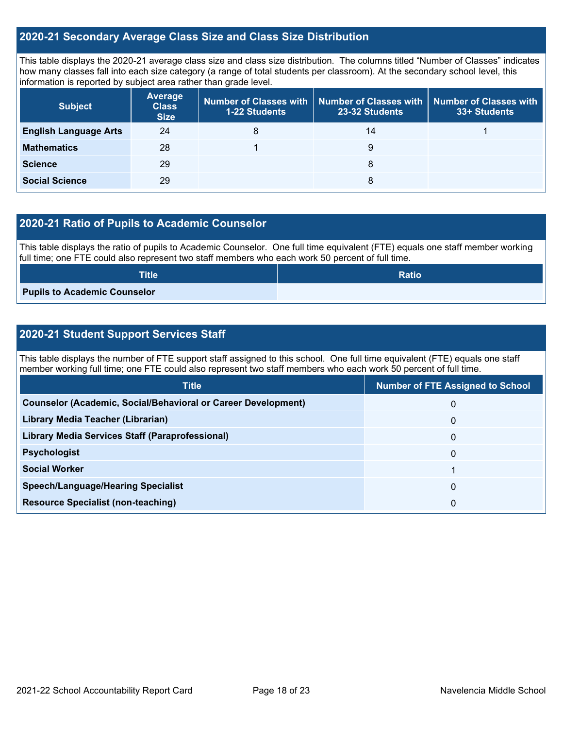## 2020-21 Secondary Average Class Size and Class Size Distribution

This table displays the 2020-21 average class size and class size distribution. The columns titled "Number of Classes" indicates how many classes fall into each size category (a range of total students per classroom). At the secondary school level, this information is reported by subject area rather than grade level.

| Subject | Average Class Size | Number of Classes with 1-22 Students | Number of Classes with 23-32 Students | Number of Classes with 33+ Students |
|---|---|---|---|---|
| **English Language Arts** | 24 | 8 | 14 | 1 |
| **Mathematics** | 28 | 1 | 9 | |
| **Science** | 29 | | 8 | |
| **Social Science** | 29 | | 8 | |

## 2020-21 Ratio of Pupils to Academic Counselor

This table displays the ratio of pupils to Academic Counselor. One full time equivalent (FTE) equals one staff member working full time; one FTE could also represent two staff members who each work 50 percent of full time.

| Title | Ratio |
|---|---|
| **Pupils to Academic Counselor** | |

## 2020-21 Student Support Services Staff

This table displays the number of FTE support staff assigned to this school. One full time equivalent (FTE) equals one staff member working full time; one FTE could also represent two staff members who each work 50 percent of full time.

| Title | Number of FTE Assigned to School |
|---|---|
| **Counselor (Academic, Social/Behavioral or Career Development)** | 0 |
| **Library Media Teacher (Librarian)** | 0 |
| **Library Media Services Staff (Paraprofessional)** | 0 |
| **Psychologist** | 0 |
| **Social Worker** | 1 |
| **Speech/Language/Hearing Specialist** | 0 |
| **Resource Specialist (non-teaching)** | 0 |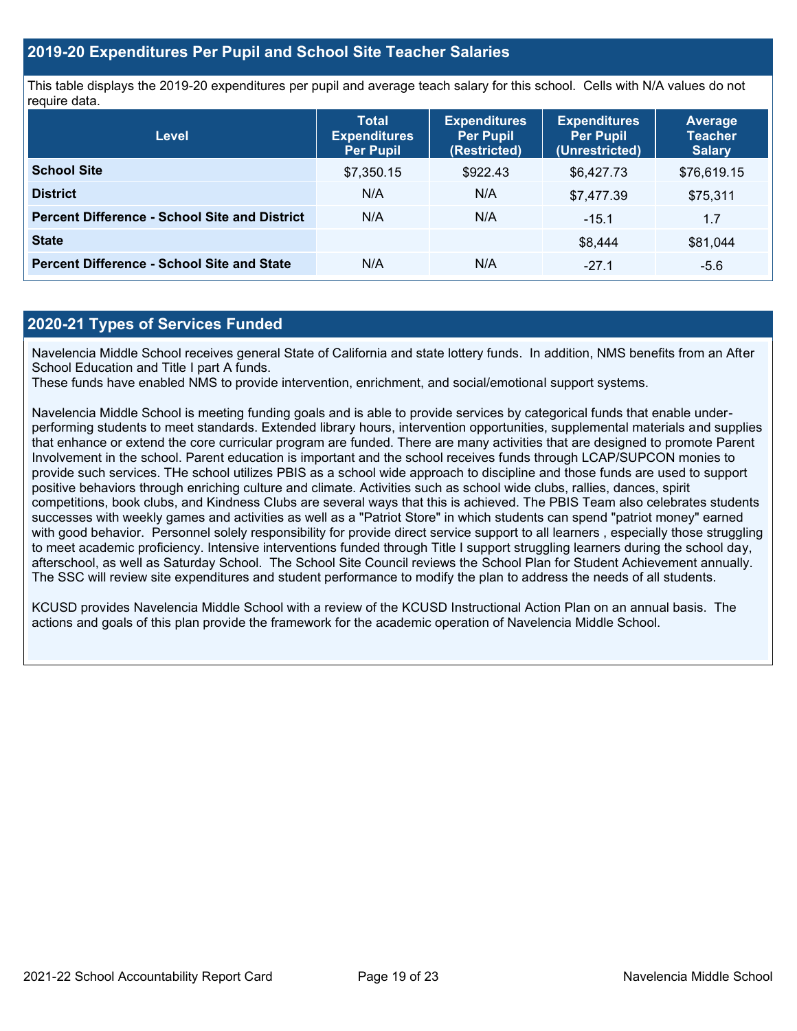## 2019-20 Expenditures Per Pupil and School Site Teacher Salaries

This table displays the 2019-20 expenditures per pupil and average teach salary for this school. Cells with N/A values do not require data.

| Level | Total Expenditures Per Pupil | Expenditures Per Pupil (Restricted) | Expenditures Per Pupil (Unrestricted) | Average Teacher Salary |
|---|---|---|---|---|
| **School Site** | $7,350.15 | $922.43 | $6,427.73 | $76,619.15 |
| **District** | N/A | N/A | $7,477.39 | $75,311 |
| **Percent Difference - School Site and District** | N/A | N/A | -15.1 | 1.7 |
| **State** | | | $8,444 | $81,044 |
| **Percent Difference - School Site and State** | N/A | N/A | -27.1 | -5.6 |

## 2020-21 Types of Services Funded

Navelencia Middle School receives general State of California and state lottery funds. In addition, NMS benefits from an After School Education and Title I part A funds.
These funds have enabled NMS to provide intervention, enrichment, and social/emotional support systems.

Navelencia Middle School is meeting funding goals and is able to provide services by categorical funds that enable under-performing students to meet standards. Extended library hours, intervention opportunities, supplemental materials and supplies that enhance or extend the core curricular program are funded. There are many activities that are designed to promote Parent Involvement in the school. Parent education is important and the school receives funds through LCAP/SUPCON monies to provide such services. THe school utilizes PBIS as a school wide approach to discipline and those funds are used to support positive behaviors through enriching culture and climate. Activities such as school wide clubs, rallies, dances, spirit competitions, book clubs, and Kindness Clubs are several ways that this is achieved. The PBIS Team also celebrates students successes with weekly games and activities as well as a "Patriot Store" in which students can spend "patriot money" earned with good behavior. Personnel solely responsibility for provide direct service support to all learners , especially those struggling to meet academic proficiency. Intensive interventions funded through Title I support struggling learners during the school day, afterschool, as well as Saturday School. The School Site Council reviews the School Plan for Student Achievement annually. The SSC will review site expenditures and student performance to modify the plan to address the needs of all students.

KCUSD provides Navelencia Middle School with a review of the KCUSD Instructional Action Plan on an annual basis. The actions and goals of this plan provide the framework for the academic operation of Navelencia Middle School.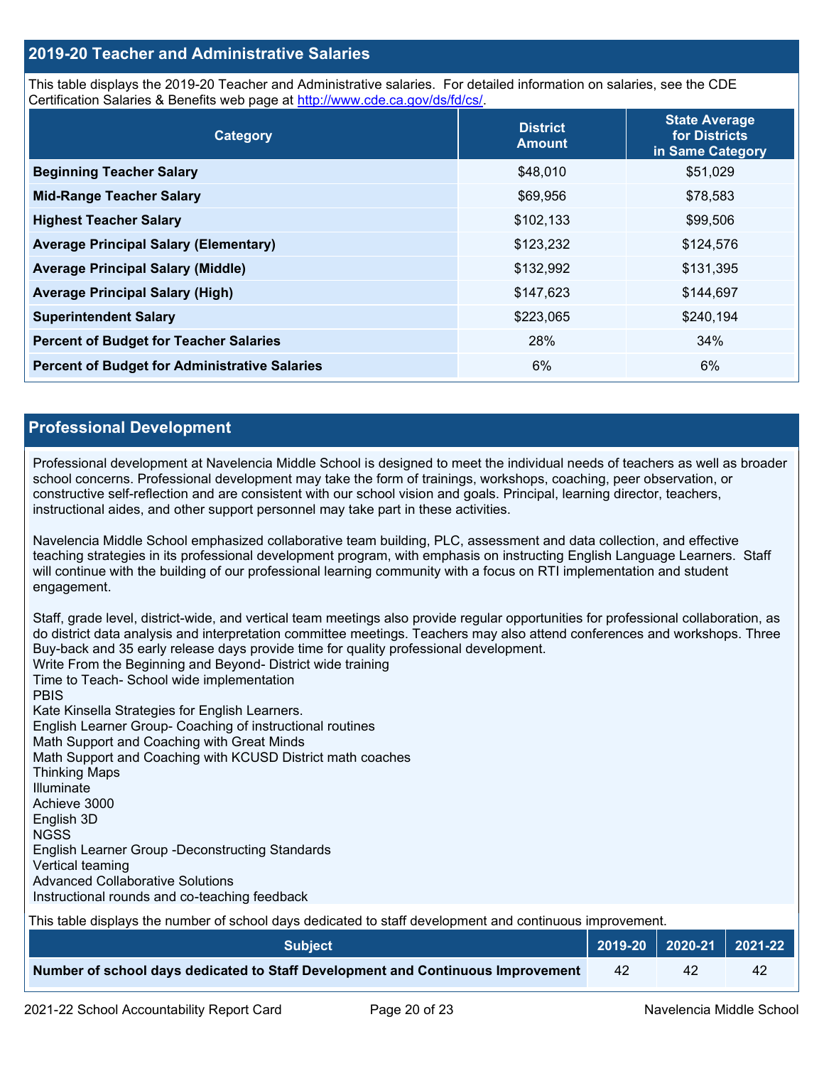## 2019-20 Teacher and Administrative Salaries

This table displays the 2019-20 Teacher and Administrative salaries. For detailed information on salaries, see the CDE Certification Salaries & Benefits web page at http://www.cde.ca.gov/ds/fd/cs/.

| Category | District Amount | State Average for Districts in Same Category |
|---|---|---|
| **Beginning Teacher Salary** | $48,010 | $51,029 |
| **Mid-Range Teacher Salary** | $69,956 | $78,583 |
| **Highest Teacher Salary** | $102,133 | $99,506 |
| **Average Principal Salary (Elementary)** | $123,232 | $124,576 |
| **Average Principal Salary (Middle)** | $132,992 | $131,395 |
| **Average Principal Salary (High)** | $147,623 | $144,697 |
| **Superintendent Salary** | $223,065 | $240,194 |
| **Percent of Budget for Teacher Salaries** | 28% | 34% |
| **Percent of Budget for Administrative Salaries** | 6% | 6% |

## Professional Development

Professional development at Navelencia Middle School is designed to meet the individual needs of teachers as well as broader school concerns. Professional development may take the form of trainings, workshops, coaching, peer observation, or constructive self-reflection and are consistent with our school vision and goals. Principal, learning director, teachers, instructional aides, and other support personnel may take part in these activities.

Navelencia Middle School emphasized collaborative team building, PLC, assessment and data collection, and effective teaching strategies in its professional development program, with emphasis on instructing English Language Learners. Staff will continue with the building of our professional learning community with a focus on RTI implementation and student engagement.

Staff, grade level, district-wide, and vertical team meetings also provide regular opportunities for professional collaboration, as do district data analysis and interpretation committee meetings. Teachers may also attend conferences and workshops. Three Buy-back and 35 early release days provide time for quality professional development.

Write From the Beginning and Beyond- District wide training
Time to Teach- School wide implementation
PBIS
Kate Kinsella Strategies for English Learners.
English Learner Group- Coaching of instructional routines
Math Support and Coaching with Great Minds
Math Support and Coaching with KCUSD District math coaches
Thinking Maps
Illuminate
Achieve 3000
English 3D
NGSS
English Learner Group -Deconstructing Standards
Vertical teaming
Advanced Collaborative Solutions
Instructional rounds and co-teaching feedback

This table displays the number of school days dedicated to staff development and continuous improvement.

| Subject | 2019-20 | 2020-21 | 2021-22 |
|---|---|---|---|
| **Number of school days dedicated to Staff Development and Continuous Improvement** | 42 | 42 | 42 |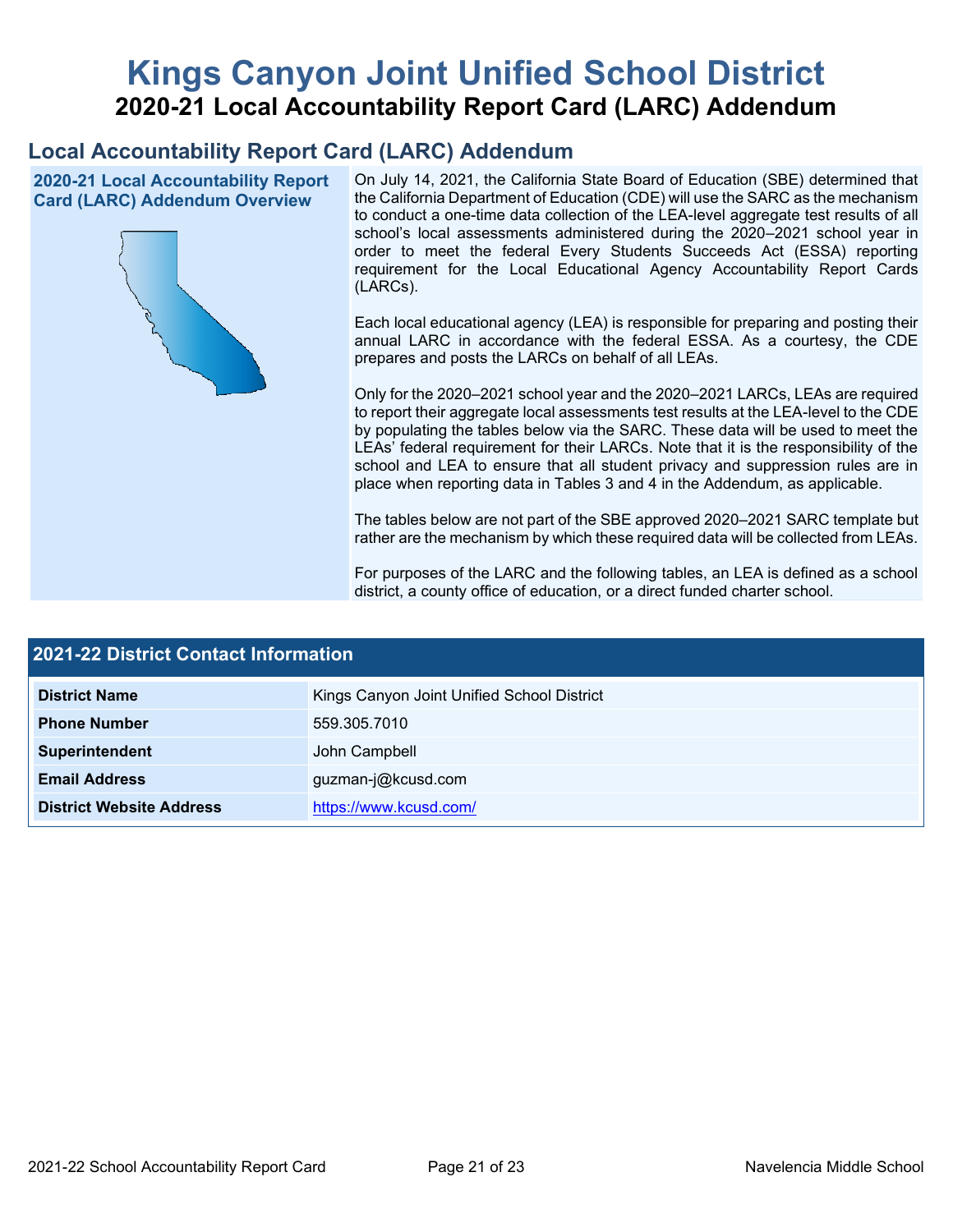# Kings Canyon Joint Unified School District

## 2020-21 Local Accountability Report Card (LARC) Addendum

## Local Accountability Report Card (LARC) Addendum

### 2020-21 Local Accountability Report Card (LARC) Addendum Overview

On July 14, 2021, the California State Board of Education (SBE) determined that the California Department of Education (CDE) will use the SARC as the mechanism to conduct a one-time data collection of the LEA-level aggregate test results of all school's local assessments administered during the 2020–2021 school year in order to meet the federal Every Students Succeeds Act (ESSA) reporting requirement for the Local Educational Agency Accountability Report Cards (LARCs).

Each local educational agency (LEA) is responsible for preparing and posting their annual LARC in accordance with the federal ESSA. As a courtesy, the CDE prepares and posts the LARCs on behalf of all LEAs.

Only for the 2020–2021 school year and the 2020–2021 LARCs, LEAs are required to report their aggregate local assessments test results at the LEA-level to the CDE by populating the tables below via the SARC. These data will be used to meet the LEAs' federal requirement for their LARCs. Note that it is the responsibility of the school and LEA to ensure that all student privacy and suppression rules are in place when reporting data in Tables 3 and 4 in the Addendum, as applicable.

The tables below are not part of the SBE approved 2020–2021 SARC template but rather are the mechanism by which these required data will be collected from LEAs.

For purposes of the LARC and the following tables, an LEA is defined as a school district, a county office of education, or a direct funded charter school.

### 2021-22 District Contact Information

| 2021-22 District Contact Information | |
|---|---|
| **District Name** | Kings Canyon Joint Unified School District |
| **Phone Number** | 559.305.7010 |
| **Superintendent** | John Campbell |
| **Email Address** | guzman-j@kcusd.com |
| **District Website Address** | https://www.kcusd.com/ |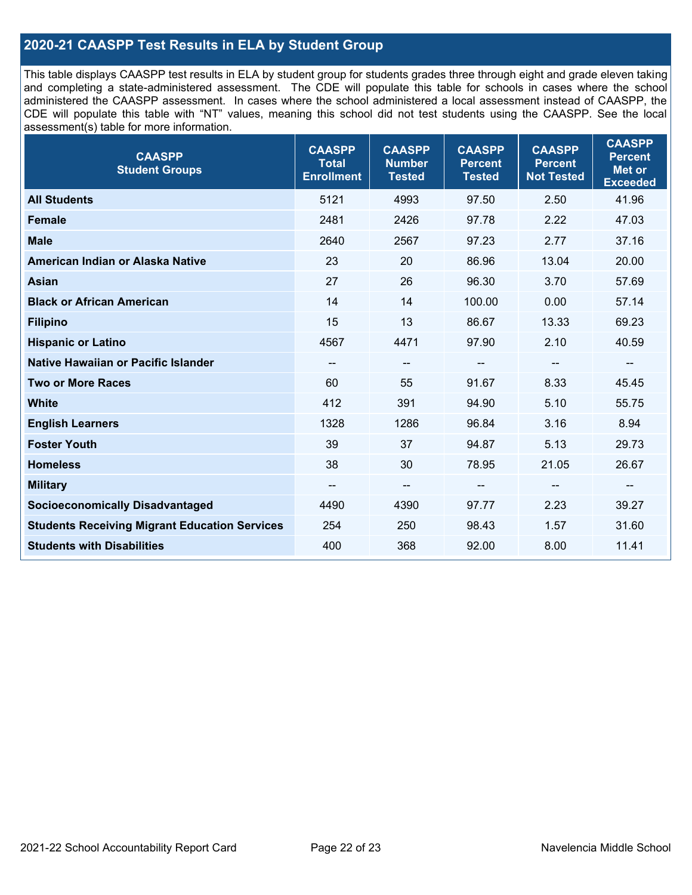## 2020-21 CAASPP Test Results in ELA by Student Group

This table displays CAASPP test results in ELA by student group for students grades three through eight and grade eleven taking and completing a state-administered assessment. The CDE will populate this table for schools in cases where the school administered the CAASPP assessment. In cases where the school administered a local assessment instead of CAASPP, the CDE will populate this table with "NT" values, meaning this school did not test students using the CAASPP. See the local assessment(s) table for more information.

| CAASPP Student Groups | CAASPP Total Enrollment | CAASPP Number Tested | CAASPP Percent Tested | CAASPP Percent Not Tested | CAASPP Percent Met or Exceeded |
|---|---|---|---|---|---|
| **All Students** | 5121 | 4993 | 97.50 | 2.50 | 41.96 |
| **Female** | 2481 | 2426 | 97.78 | 2.22 | 47.03 |
| **Male** | 2640 | 2567 | 97.23 | 2.77 | 37.16 |
| **American Indian or Alaska Native** | 23 | 20 | 86.96 | 13.04 | 20.00 |
| **Asian** | 27 | 26 | 96.30 | 3.70 | 57.69 |
| **Black or African American** | 14 | 14 | 100.00 | 0.00 | 57.14 |
| **Filipino** | 15 | 13 | 86.67 | 13.33 | 69.23 |
| **Hispanic or Latino** | 4567 | 4471 | 97.90 | 2.10 | 40.59 |
| **Native Hawaiian or Pacific Islander** | -- | -- | -- | -- | -- |
| **Two or More Races** | 60 | 55 | 91.67 | 8.33 | 45.45 |
| **White** | 412 | 391 | 94.90 | 5.10 | 55.75 |
| **English Learners** | 1328 | 1286 | 96.84 | 3.16 | 8.94 |
| **Foster Youth** | 39 | 37 | 94.87 | 5.13 | 29.73 |
| **Homeless** | 38 | 30 | 78.95 | 21.05 | 26.67 |
| **Military** | -- | -- | -- | -- | -- |
| **Socioeconomically Disadvantaged** | 4490 | 4390 | 97.77 | 2.23 | 39.27 |
| **Students Receiving Migrant Education Services** | 254 | 250 | 98.43 | 1.57 | 31.60 |
| **Students with Disabilities** | 400 | 368 | 92.00 | 8.00 | 11.41 |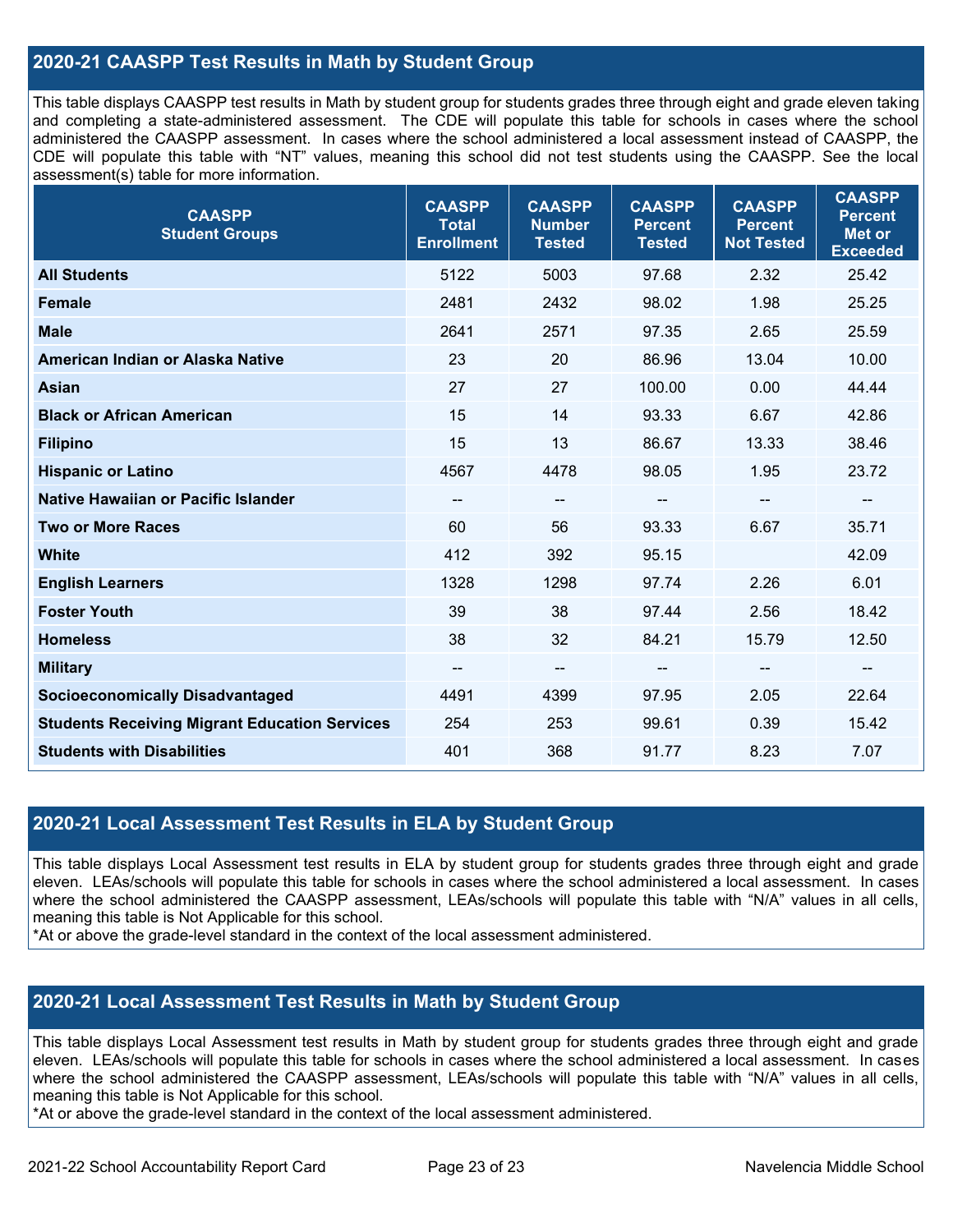## 2020-21 CAASPP Test Results in Math by Student Group

This table displays CAASPP test results in Math by student group for students grades three through eight and grade eleven taking and completing a state-administered assessment. The CDE will populate this table for schools in cases where the school administered the CAASPP assessment. In cases where the school administered a local assessment instead of CAASPP, the CDE will populate this table with "NT" values, meaning this school did not test students using the CAASPP. See the local assessment(s) table for more information.

| CAASPP Student Groups | CAASPP Total Enrollment | CAASPP Number Tested | CAASPP Percent Tested | CAASPP Percent Not Tested | CAASPP Percent Met or Exceeded |
|---|---|---|---|---|---|
| **All Students** | 5122 | 5003 | 97.68 | 2.32 | 25.42 |
| **Female** | 2481 | 2432 | 98.02 | 1.98 | 25.25 |
| **Male** | 2641 | 2571 | 97.35 | 2.65 | 25.59 |
| **American Indian or Alaska Native** | 23 | 20 | 86.96 | 13.04 | 10.00 |
| **Asian** | 27 | 27 | 100.00 | 0.00 | 44.44 |
| **Black or African American** | 15 | 14 | 93.33 | 6.67 | 42.86 |
| **Filipino** | 15 | 13 | 86.67 | 13.33 | 38.46 |
| **Hispanic or Latino** | 4567 | 4478 | 98.05 | 1.95 | 23.72 |
| **Native Hawaiian or Pacific Islander** | -- | -- | -- | -- | -- |
| **Two or More Races** | 60 | 56 | 93.33 | 6.67 | 35.71 |
| **White** | 412 | 392 | 95.15 | | 42.09 |
| **English Learners** | 1328 | 1298 | 97.74 | 2.26 | 6.01 |
| **Foster Youth** | 39 | 38 | 97.44 | 2.56 | 18.42 |
| **Homeless** | 38 | 32 | 84.21 | 15.79 | 12.50 |
| **Military** | -- | -- | -- | -- | -- |
| **Socioeconomically Disadvantaged** | 4491 | 4399 | 97.95 | 2.05 | 22.64 |
| **Students Receiving Migrant Education Services** | 254 | 253 | 99.61 | 0.39 | 15.42 |
| **Students with Disabilities** | 401 | 368 | 91.77 | 8.23 | 7.07 |

## 2020-21 Local Assessment Test Results in ELA by Student Group

This table displays Local Assessment test results in ELA by student group for students grades three through eight and grade eleven. LEAs/schools will populate this table for schools in cases where the school administered a local assessment. In cases where the school administered the CAASPP assessment, LEAs/schools will populate this table with "N/A" values in all cells, meaning this table is Not Applicable for this school.

*At or above the grade-level standard in the context of the local assessment administered.

## 2020-21 Local Assessment Test Results in Math by Student Group

This table displays Local Assessment test results in Math by student group for students grades three through eight and grade eleven. LEAs/schools will populate this table for schools in cases where the school administered a local assessment. In cases where the school administered the CAASPP assessment, LEAs/schools will populate this table with "N/A" values in all cells, meaning this table is Not Applicable for this school.

*At or above the grade-level standard in the context of the local assessment administered.